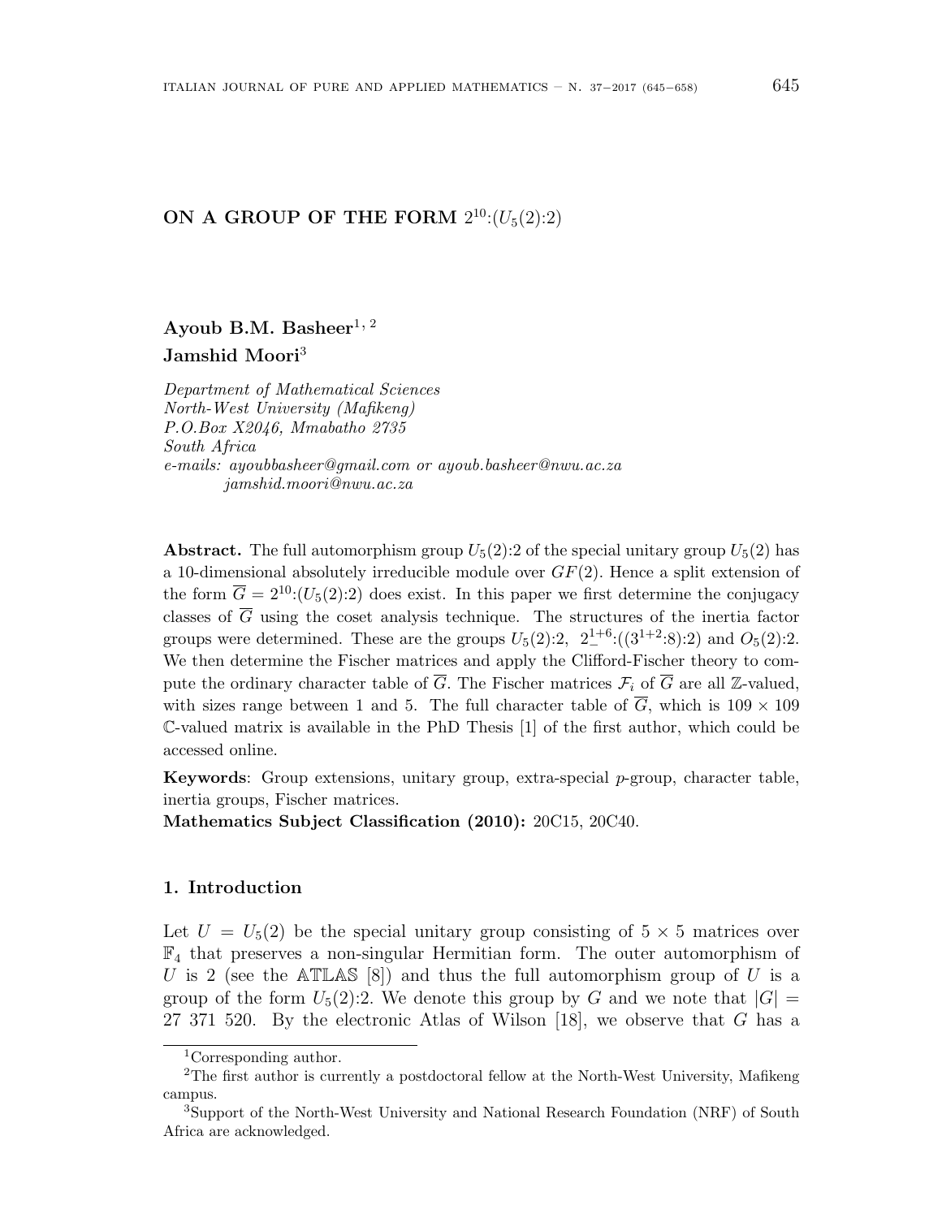# ON A GROUP OF THE FORM $2^{10}$:$(U_5(2)$:$2)$

**Ayoub B.M. Basheer**[1, 2]

**Jamshid Moori**[3]

*Department of Mathematical Sciences*
*North-West University (Mafikeng)*
*P.O.Box X2046, Mmabatho 2735*
*South Africa*
*e-mails: ayoubbasheer@gmail.com or ayoub.basheer@nwu.ac.za*
*jamshid.moori@nwu.ac.za*

**Abstract.** The full automorphism group $U_5(2)$:2 of the special unitary group $U_5(2)$ has a 10-dimensional absolutely irreducible module over $GF(2)$. Hence a split extension of the form $\overline{G} = 2^{10}$:$(U_5(2)$:$2)$ does exist. In this paper we first determine the conjugacy classes of $\overline{G}$ using the coset analysis technique. The structures of the inertia factor groups were determined. These are the groups $U_5(2)$:2, $2_{-}^{1+6}$:$((3^{1+2}$:$8)$:$2)$ and $O_5(2)$:2. We then determine the Fischer matrices and apply the Clifford-Fischer theory to compute the ordinary character table of $\overline{G}$. The Fischer matrices $\mathcal{F}_i$ of $\overline{G}$ are all $\mathbb{Z}$-valued, with sizes range between 1 and 5. The full character table of $\overline{G}$, which is $109 \times 109$ $\mathbb{C}$-valued matrix is available in the PhD Thesis [1] of the first author, which could be accessed online.

**Keywords**: Group extensions, unitary group, extra-special $p$-group, character table, inertia groups, Fischer matrices.

**Mathematics Subject Classification (2010):** 20C15, 20C40.

## 1. Introduction

Let $U = U_5(2)$ be the special unitary group consisting of $5 \times 5$ matrices over $\mathbb{F}_4$ that preserves a non-singular Hermitian form. The outer automorphism of $U$ is 2 (see the $\mathbb{ATLAS}$ [8]) and thus the full automorphism group of $U$ is a group of the form $U_5(2)$:2. We denote this group by $G$ and we note that $|G| =$ 27 371 520. By the electronic Atlas of Wilson [18], we observe that $G$ has a

---

[1] Corresponding author.

[2] The first author is currently a postdoctoral fellow at the North-West University, Mafikeng campus.

[3] Support of the North-West University and National Research Foundation (NRF) of South Africa are acknowledged.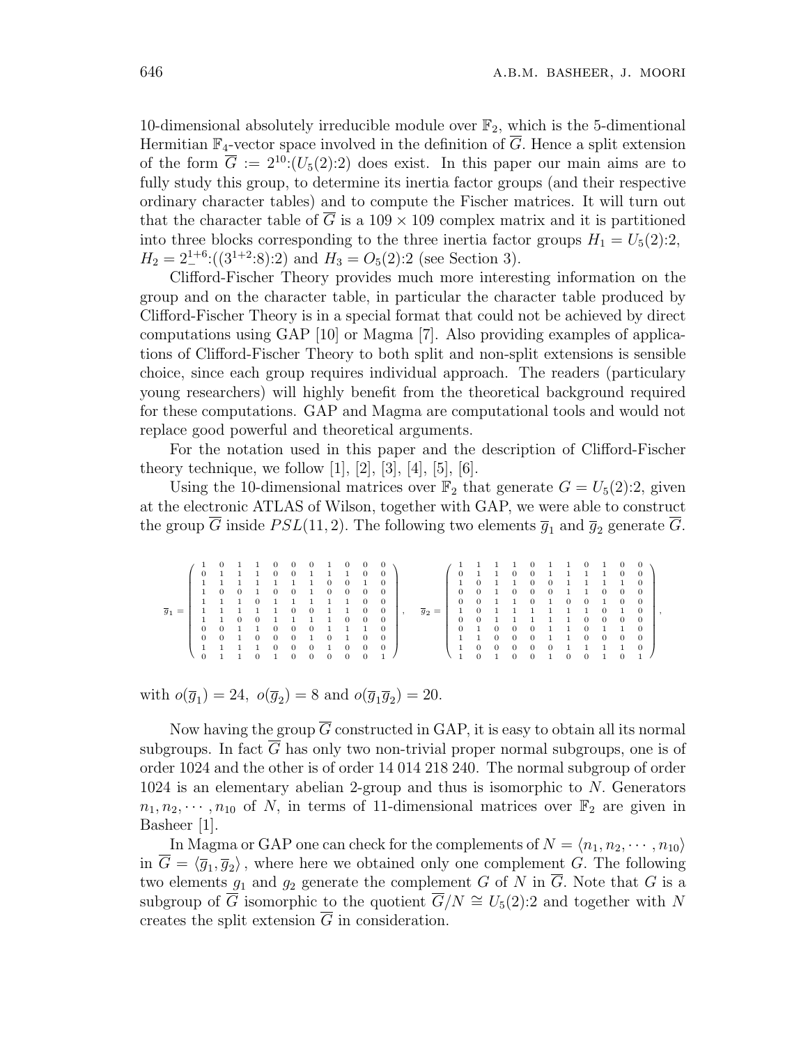10-dimensional absolutely irreducible module over $\mathbb{F}_2$, which is the 5-dimentional Hermitian $\mathbb{F}_4$-vector space involved in the definition of $\overline{G}$. Hence a split extension of the form $\overline{G} := 2^{10}{:}(U_5(2){:}2)$ does exist. In this paper our main aims are to fully study this group, to determine its inertia factor groups (and their respective ordinary character tables) and to compute the Fischer matrices. It will turn out that the character table of $\overline{G}$ is a $109 \times 109$ complex matrix and it is partitioned into three blocks corresponding to the three inertia factor groups $H_1 = U_5(2){:}2$, $H_2 = 2_-^{1+6}{:}((3^{1+2}{:}8){:}2)$ and $H_3 = O_5(2){:}2$ (see Section 3).

Clifford-Fischer Theory provides much more interesting information on the group and on the character table, in particular the character table produced by Clifford-Fischer Theory is in a special format that could not be achieved by direct computations using GAP [10] or Magma [7]. Also providing examples of applications of Clifford-Fischer Theory to both split and non-split extensions is sensible choice, since each group requires individual approach. The readers (particulary young researchers) will highly benefit from the theoretical background required for these computations. GAP and Magma are computational tools and would not replace good powerful and theoretical arguments.

For the notation used in this paper and the description of Clifford-Fischer theory technique, we follow [1], [2], [3], [4], [5], [6].

Using the 10-dimensional matrices over $\mathbb{F}_2$ that generate $G = U_5(2){:}2$, given at the electronic ATLAS of Wilson, together with GAP, we were able to construct the group $\overline{G}$ inside $PSL(11, 2)$. The following two elements $\overline{g}_1$ and $\overline{g}_2$ generate $\overline{G}$.

$$\overline{g}_1 = \begin{pmatrix} 1&0&1&1&0&0&0&1&0&0&0\\ 0&1&1&1&0&0&1&1&1&0&0\\ 1&1&1&1&1&1&1&0&0&1&0\\ 1&0&0&1&0&0&1&0&0&0&0\\ 1&1&1&0&1&1&1&1&1&0&0\\ 1&1&1&1&1&0&0&1&1&0&0\\ 1&1&0&0&1&1&1&1&0&0&0\\ 0&0&1&1&0&0&0&1&1&1&0\\ 0&0&1&0&0&0&1&0&1&0&0\\ 1&1&1&1&0&0&0&1&0&0&0\\ 0&1&1&0&1&0&0&0&0&0&1 \end{pmatrix}, \quad \overline{g}_2 = \begin{pmatrix} 1&1&1&1&0&1&1&0&1&0&0\\ 0&1&1&0&0&1&1&1&1&0&0\\ 1&0&1&1&0&0&1&1&1&1&0\\ 0&0&1&0&0&0&1&1&0&0&0\\ 0&0&1&1&0&1&0&0&1&0&0\\ 1&0&1&1&1&1&1&1&0&1&0\\ 0&0&1&1&1&1&1&0&0&0&0\\ 0&1&0&0&0&1&1&0&1&1&0\\ 1&1&0&0&0&1&1&0&0&0&0\\ 1&0&0&0&0&0&1&1&1&1&0\\ 1&0&1&0&0&1&0&0&1&0&1 \end{pmatrix},$$

with $o(\overline{g}_1) = 24$, $o(\overline{g}_2) = 8$ and $o(\overline{g}_1\overline{g}_2) = 20$.

Now having the group $\overline{G}$ constructed in GAP, it is easy to obtain all its normal subgroups. In fact $\overline{G}$ has only two non-trivial proper normal subgroups, one is of order 1024 and the other is of order 14 014 218 240. The normal subgroup of order 1024 is an elementary abelian 2-group and thus is isomorphic to $N$. Generators $n_1, n_2, \cdots, n_{10}$ of $N$, in terms of 11-dimensional matrices over $\mathbb{F}_2$ are given in Basheer [1].

In Magma or GAP one can check for the complements of $N = \langle n_1, n_2, \cdots, n_{10} \rangle$ in $\overline{G} = \langle \overline{g}_1, \overline{g}_2 \rangle$, where here we obtained only one complement $G$. The following two elements $g_1$ and $g_2$ generate the complement $G$ of $N$ in $\overline{G}$. Note that $G$ is a subgroup of $\overline{G}$ isomorphic to the quotient $\overline{G}/N \cong U_5(2){:}2$ and together with $N$ creates the split extension $\overline{G}$ in consideration.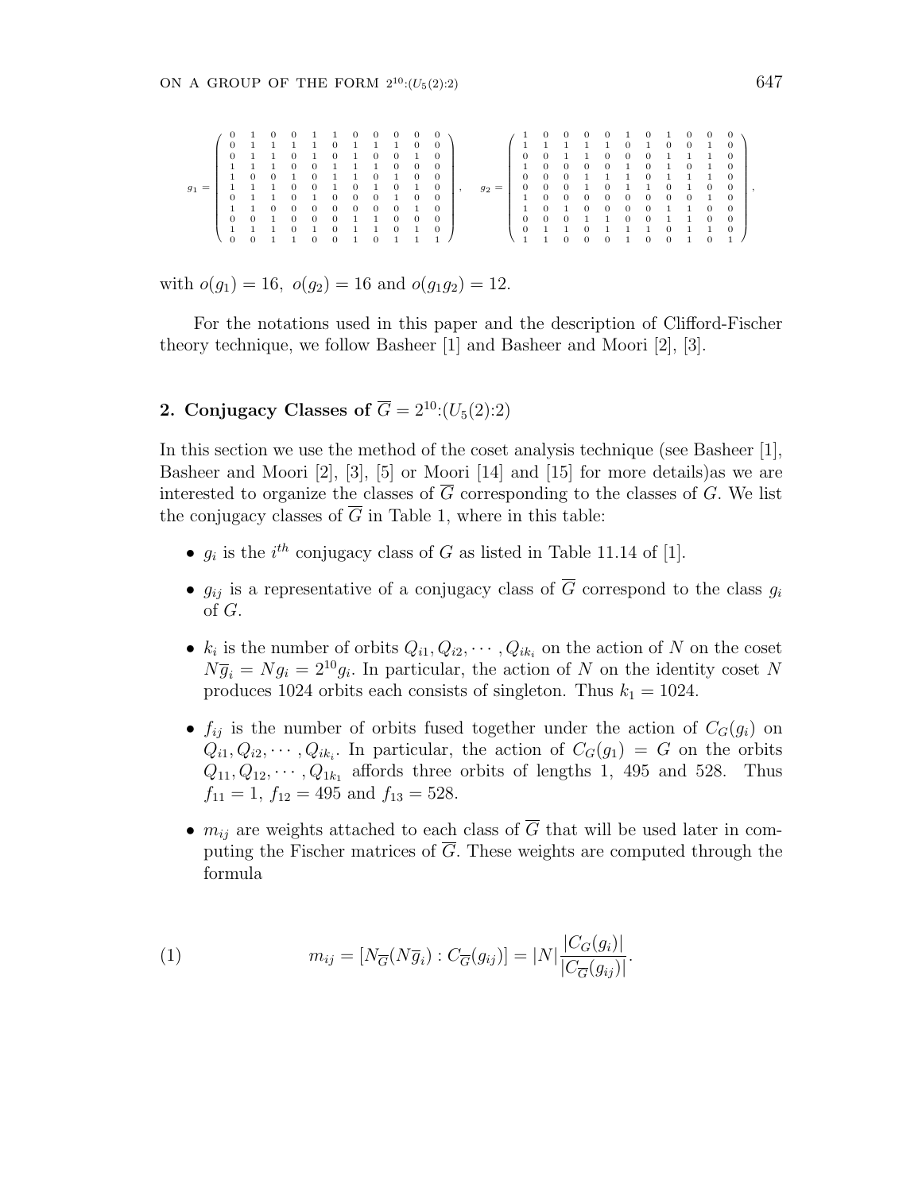$$g_1 = \begin{pmatrix} 0 & 1 & 0 & 0 & 1 & 1 & 0 & 0 & 0 & 0 & 0 \\ 0 & 1 & 1 & 1 & 1 & 0 & 1 & 1 & 1 & 0 & 0 \\ 0 & 1 & 1 & 0 & 1 & 0 & 1 & 0 & 0 & 1 & 0 \\ 1 & 1 & 1 & 0 & 0 & 1 & 1 & 1 & 0 & 0 & 0 \\ 1 & 0 & 0 & 1 & 0 & 1 & 1 & 0 & 1 & 0 & 0 \\ 1 & 1 & 1 & 0 & 0 & 1 & 0 & 1 & 0 & 1 & 0 \\ 0 & 1 & 1 & 0 & 1 & 0 & 0 & 0 & 1 & 0 & 0 \\ 1 & 1 & 0 & 0 & 0 & 0 & 0 & 0 & 0 & 1 & 0 \\ 0 & 0 & 1 & 0 & 0 & 0 & 1 & 1 & 0 & 0 & 0 \\ 1 & 1 & 1 & 0 & 1 & 0 & 1 & 1 & 0 & 1 & 0 \\ 0 & 0 & 1 & 1 & 0 & 0 & 1 & 0 & 1 & 1 & 1 \end{pmatrix}, \quad g_2 = \begin{pmatrix} 1 & 0 & 0 & 0 & 0 & 1 & 0 & 1 & 0 & 0 & 0 \\ 1 & 1 & 1 & 1 & 1 & 0 & 1 & 0 & 0 & 1 & 0 \\ 0 & 0 & 1 & 1 & 0 & 0 & 0 & 1 & 1 & 1 & 0 \\ 1 & 0 & 0 & 0 & 0 & 1 & 0 & 1 & 0 & 1 & 0 \\ 0 & 0 & 0 & 1 & 1 & 1 & 0 & 1 & 1 & 1 & 0 \\ 0 & 0 & 0 & 1 & 0 & 1 & 1 & 0 & 1 & 0 & 0 \\ 1 & 0 & 0 & 0 & 0 & 0 & 0 & 0 & 0 & 1 & 0 \\ 1 & 0 & 1 & 0 & 0 & 0 & 0 & 1 & 1 & 0 & 0 \\ 0 & 0 & 0 & 1 & 1 & 0 & 0 & 1 & 1 & 0 & 0 \\ 0 & 1 & 1 & 0 & 1 & 1 & 1 & 0 & 1 & 1 & 0 \\ 1 & 1 & 0 & 0 & 0 & 1 & 0 & 0 & 1 & 0 & 1 \end{pmatrix},$$

with $o(g_1) = 16$, $o(g_2) = 16$ and $o(g_1g_2) = 12$.

For the notations used in this paper and the description of Clifford-Fischer theory technique, we follow Basheer [1] and Basheer and Moori [2], [3].

## 2. Conjugacy Classes of $\overline{G} = 2^{10}{:}(U_5(2){:}2)$

In this section we use the method of the coset analysis technique (see Basheer [1], Basheer and Moori [2], [3], [5] or Moori [14] and [15] for more details)as we are interested to organize the classes of $\overline{G}$ corresponding to the classes of $G$. We list the conjugacy classes of $\overline{G}$ in Table 1, where in this table:

- $g_i$ is the $i^{th}$ conjugacy class of $G$ as listed in Table 11.14 of [1].
- $g_{ij}$ is a representative of a conjugacy class of $\overline{G}$ correspond to the class $g_i$ of $G$.
- $k_i$ is the number of orbits $Q_{i1}, Q_{i2}, \cdots, Q_{ik_i}$ on the action of $N$ on the coset $N\overline{g}_i = Ng_i = 2^{10}g_i$. In particular, the action of $N$ on the identity coset $N$ produces 1024 orbits each consists of singleton. Thus $k_1 = 1024$.
- $f_{ij}$ is the number of orbits fused together under the action of $C_G(g_i)$ on $Q_{i1}, Q_{i2}, \cdots, Q_{ik_i}$. In particular, the action of $C_G(g_1) = G$ on the orbits $Q_{11}, Q_{12}, \cdots, Q_{1k_1}$ affords three orbits of lengths 1, 495 and 528. Thus $f_{11} = 1$, $f_{12} = 495$ and $f_{13} = 528$.
- $m_{ij}$ are weights attached to each class of $\overline{G}$ that will be used later in computing the Fischer matrices of $\overline{G}$. These weights are computed through the formula

$$m_{ij} = [N_{\overline{G}}(N\overline{g}_i) : C_{\overline{G}}(g_{ij})] = |N|\frac{|C_G(g_i)|}{|C_{\overline{G}}(g_{ij})|}. \tag{1}$$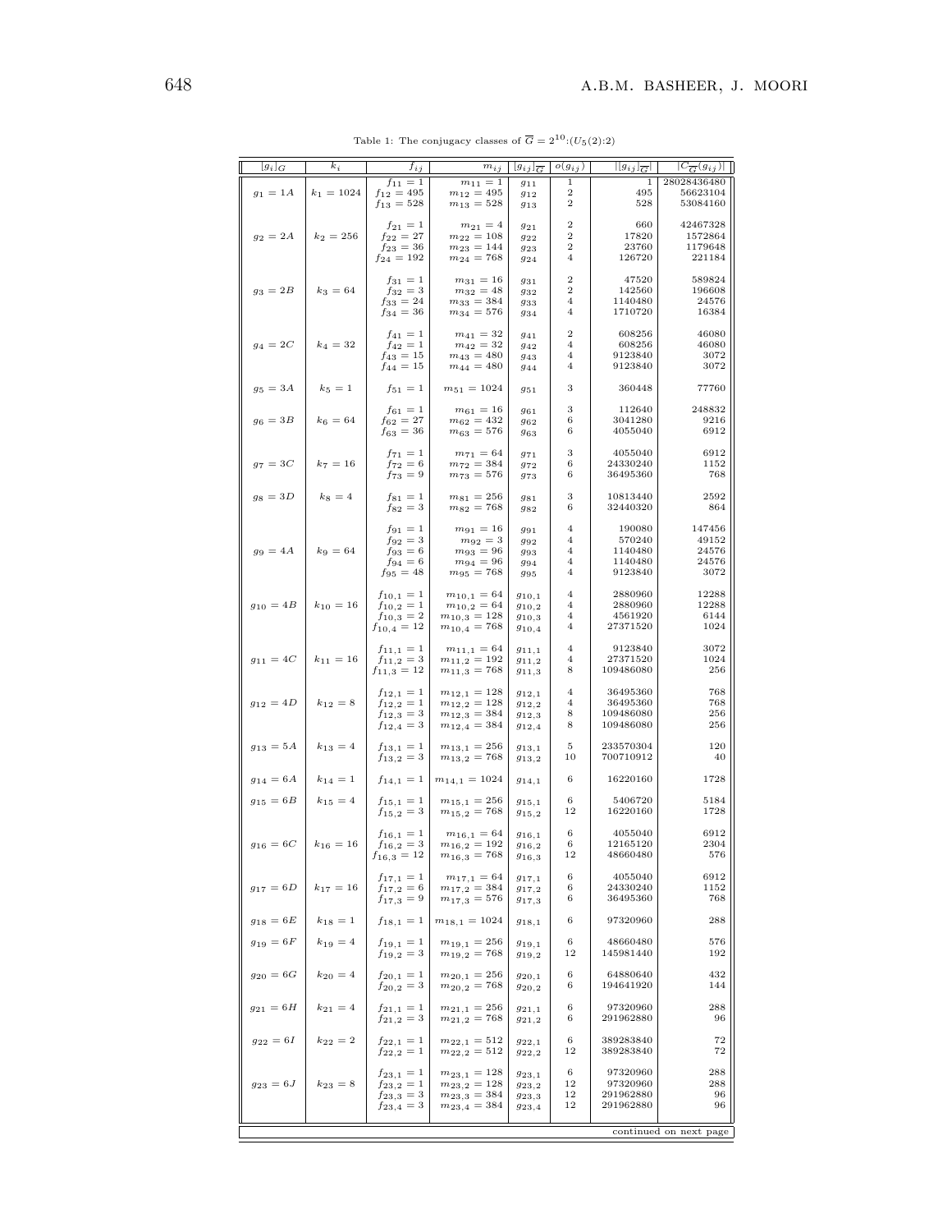Table 1: The conjugacy classes of $\overline{G} = 2^{10}{:}(U_5(2){:}2)$

| $[g_i]_G$ | $k_i$ | $f_{ij}$ | $m_{ij}$ | $[g_{ij}]_{\overline{G}}$ | $o(g_{ij})$ | $\lvert[g_{ij}]_{\overline{G}}\rvert$ | $\lvert C_{\overline{G}}(g_{ij})\rvert$ |
|---|---|---|---|---|---|---|---|
| $g_1 = 1A$ | $k_1 = 1024$ | $f_{11} = 1$ | $m_{11} = 1$ | $g_{11}$ | 1 | 1 | 28028436480 |
| | | $f_{12} = 495$ | $m_{12} = 495$ | $g_{12}$ | 2 | 495 | 56623104 |
| | | $f_{13} = 528$ | $m_{13} = 528$ | $g_{13}$ | 2 | 528 | 53084160 |
| $g_2 = 2A$ | $k_2 = 256$ | $f_{21} = 1$ | $m_{21} = 4$ | $g_{21}$ | 2 | 660 | 42467328 |
| | | $f_{22} = 27$ | $m_{22} = 108$ | $g_{22}$ | 2 | 17820 | 1572864 |
| | | $f_{23} = 36$ | $m_{23} = 144$ | $g_{23}$ | 2 | 23760 | 1179648 |
| | | $f_{24} = 192$ | $m_{24} = 768$ | $g_{24}$ | 4 | 126720 | 221184 |
| $g_3 = 2B$ | $k_3 = 64$ | $f_{31} = 1$ | $m_{31} = 16$ | $g_{31}$ | 2 | 47520 | 589824 |
| | | $f_{32} = 3$ | $m_{32} = 48$ | $g_{32}$ | 2 | 142560 | 196608 |
| | | $f_{33} = 24$ | $m_{33} = 384$ | $g_{33}$ | 4 | 1140480 | 24576 |
| | | $f_{34} = 36$ | $m_{34} = 576$ | $g_{34}$ | 4 | 1710720 | 16384 |
| $g_4 = 2C$ | $k_4 = 32$ | $f_{41} = 1$ | $m_{41} = 32$ | $g_{41}$ | 2 | 608256 | 46080 |
| | | $f_{42} = 1$ | $m_{42} = 32$ | $g_{42}$ | 4 | 608256 | 46080 |
| | | $f_{43} = 15$ | $m_{43} = 480$ | $g_{43}$ | 4 | 9123840 | 3072 |
| | | $f_{44} = 15$ | $m_{44} = 480$ | $g_{44}$ | 4 | 9123840 | 3072 |
| $g_5 = 3A$ | $k_5 = 1$ | $f_{51} = 1$ | $m_{51} = 1024$ | $g_{51}$ | 3 | 360448 | 77760 |
| $g_6 = 3B$ | $k_6 = 64$ | $f_{61} = 1$ | $m_{61} = 16$ | $g_{61}$ | 3 | 112640 | 248832 |
| | | $f_{62} = 27$ | $m_{62} = 432$ | $g_{62}$ | 6 | 3041280 | 9216 |
| | | $f_{63} = 36$ | $m_{63} = 576$ | $g_{63}$ | 6 | 4055040 | 6912 |
| $g_7 = 3C$ | $k_7 = 16$ | $f_{71} = 1$ | $m_{71} = 64$ | $g_{71}$ | 3 | 4055040 | 6912 |
| | | $f_{72} = 6$ | $m_{72} = 384$ | $g_{72}$ | 6 | 24330240 | 1152 |
| | | $f_{73} = 9$ | $m_{73} = 576$ | $g_{73}$ | 6 | 36495360 | 768 |
| $g_8 = 3D$ | $k_8 = 4$ | $f_{81} = 1$ | $m_{81} = 256$ | $g_{81}$ | 3 | 10813440 | 2592 |
| | | $f_{82} = 3$ | $m_{82} = 768$ | $g_{82}$ | 6 | 32440320 | 864 |
| $g_9 = 4A$ | $k_9 = 64$ | $f_{91} = 1$ | $m_{91} = 16$ | $g_{91}$ | 4 | 190080 | 147456 |
| | | $f_{92} = 3$ | $m_{92} = 3$ | $g_{92}$ | 4 | 570240 | 49152 |
| | | $f_{93} = 6$ | $m_{93} = 96$ | $g_{93}$ | 4 | 1140480 | 24576 |
| | | $f_{94} = 6$ | $m_{94} = 96$ | $g_{94}$ | 4 | 1140480 | 24576 |
| | | $f_{95} = 48$ | $m_{95} = 768$ | $g_{95}$ | 4 | 9123840 | 3072 |
| $g_{10} = 4B$ | $k_{10} = 16$ | $f_{10,1} = 1$ | $m_{10,1} = 64$ | $g_{10,1}$ | 4 | 2880960 | 12288 |
| | | $f_{10,2} = 1$ | $m_{10,2} = 64$ | $g_{10,2}$ | 4 | 2880960 | 12288 |
| | | $f_{10,3} = 2$ | $m_{10,3} = 128$ | $g_{10,3}$ | 4 | 4561920 | 6144 |
| | | $f_{10,4} = 12$ | $m_{10,4} = 768$ | $g_{10,4}$ | 4 | 27371520 | 1024 |
| $g_{11} = 4C$ | $k_{11} = 16$ | $f_{11,1} = 1$ | $m_{11,1} = 64$ | $g_{11,1}$ | 4 | 9123840 | 3072 |
| | | $f_{11,2} = 3$ | $m_{11,2} = 192$ | $g_{11,2}$ | 4 | 27371520 | 1024 |
| | | $f_{11,3} = 12$ | $m_{11,3} = 768$ | $g_{11,3}$ | 8 | 109486080 | 256 |
| $g_{12} = 4D$ | $k_{12} = 8$ | $f_{12,1} = 1$ | $m_{12,1} = 128$ | $g_{12,1}$ | 4 | 36495360 | 768 |
| | | $f_{12,2} = 1$ | $m_{12,2} = 128$ | $g_{12,2}$ | 4 | 36495360 | 768 |
| | | $f_{12,3} = 3$ | $m_{12,3} = 384$ | $g_{12,3}$ | 8 | 109486080 | 256 |
| | | $f_{12,4} = 3$ | $m_{12,4} = 384$ | $g_{12,4}$ | 8 | 109486080 | 256 |
| $g_{13} = 5A$ | $k_{13} = 4$ | $f_{13,1} = 1$ | $m_{13,1} = 256$ | $g_{13,1}$ | 5 | 233570304 | 120 |
| | | $f_{13,2} = 3$ | $m_{13,2} = 768$ | $g_{13,2}$ | 10 | 700710912 | 40 |
| $g_{14} = 6A$ | $k_{14} = 1$ | $f_{14,1} = 1$ | $m_{14,1} = 1024$ | $g_{14,1}$ | 6 | 16220160 | 1728 |
| $g_{15} = 6B$ | $k_{15} = 4$ | $f_{15,1} = 1$ | $m_{15,1} = 256$ | $g_{15,1}$ | 6 | 5406720 | 5184 |
| | | $f_{15,2} = 3$ | $m_{15,2} = 768$ | $g_{15,2}$ | 12 | 16220160 | 1728 |
| $g_{16} = 6C$ | $k_{16} = 16$ | $f_{16,1} = 1$ | $m_{16,1} = 64$ | $g_{16,1}$ | 6 | 4055040 | 6912 |
| | | $f_{16,2} = 3$ | $m_{16,2} = 192$ | $g_{16,2}$ | 6 | 12165120 | 2304 |
| | | $f_{16,3} = 12$ | $m_{16,3} = 768$ | $g_{16,3}$ | 12 | 48660480 | 576 |
| $g_{17} = 6D$ | $k_{17} = 16$ | $f_{17,1} = 1$ | $m_{17,1} = 64$ | $g_{17,1}$ | 6 | 4055040 | 6912 |
| | | $f_{17,2} = 6$ | $m_{17,2} = 384$ | $g_{17,2}$ | 6 | 24330240 | 1152 |
| | | $f_{17,3} = 9$ | $m_{17,3} = 576$ | $g_{17,3}$ | 6 | 36495360 | 768 |
| $g_{18} = 6E$ | $k_{18} = 1$ | $f_{18,1} = 1$ | $m_{18,1} = 1024$ | $g_{18,1}$ | 6 | 97320960 | 288 |
| $g_{19} = 6F$ | $k_{19} = 4$ | $f_{19,1} = 1$ | $m_{19,1} = 256$ | $g_{19,1}$ | 6 | 48660480 | 576 |
| | | $f_{19,2} = 3$ | $m_{19,2} = 768$ | $g_{19,2}$ | 12 | 145981440 | 192 |
| $g_{20} = 6G$ | $k_{20} = 4$ | $f_{20,1} = 1$ | $m_{20,1} = 256$ | $g_{20,1}$ | 6 | 64880640 | 432 |
| | | $f_{20,2} = 3$ | $m_{20,2} = 768$ | $g_{20,2}$ | 6 | 194641920 | 144 |
| $g_{21} = 6H$ | $k_{21} = 4$ | $f_{21,1} = 1$ | $m_{21,1} = 256$ | $g_{21,1}$ | 6 | 97320960 | 288 |
| | | $f_{21,2} = 3$ | $m_{21,2} = 768$ | $g_{21,2}$ | 6 | 291962880 | 96 |
| $g_{22} = 6I$ | $k_{22} = 2$ | $f_{22,1} = 1$ | $m_{22,1} = 512$ | $g_{22,1}$ | 6 | 389283840 | 72 |
| | | $f_{22,2} = 1$ | $m_{22,2} = 512$ | $g_{22,2}$ | 12 | 389283840 | 72 |
| $g_{23} = 6J$ | $k_{23} = 8$ | $f_{23,1} = 1$ | $m_{23,1} = 128$ | $g_{23,1}$ | 6 | 97320960 | 288 |
| | | $f_{23,2} = 1$ | $m_{23,2} = 128$ | $g_{23,2}$ | 12 | 97320960 | 288 |
| | | $f_{23,3} = 3$ | $m_{23,3} = 384$ | $g_{23,3}$ | 12 | 291962880 | 96 |
| | | $f_{23,4} = 3$ | $m_{23,4} = 384$ | $g_{23,4}$ | 12 | 291962880 | 96 |

continued on next page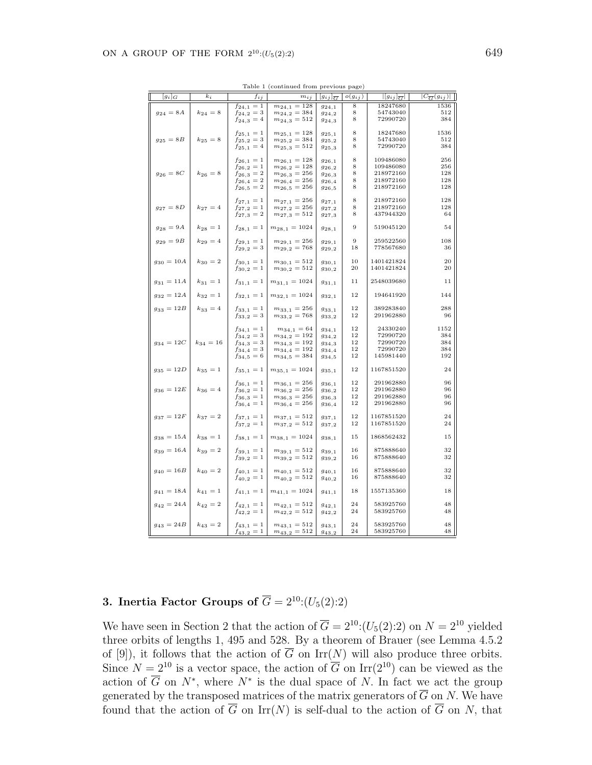Table 1 (continued from previous page)

| $[g_i]_G$ | $k_i$ | $f_{ij}$ | $m_{ij}$ | $[g_{ij}]_{\overline{G}}$ | $o(g_{ij})$ | $\lvert[g_{ij}]_{\overline{G}}\rvert$ | $\lvert C_{\overline{G}}(g_{ij})\rvert$ |
|---|---|---|---|---|---|---|---|
| $g_{24} = 8A$ | $k_{24} = 8$ | $f_{24,1} = 1$ | $m_{24,1} = 128$ | $g_{24,1}$ | 8 | 18247680 | 1536 |
| | | $f_{24,2} = 3$ | $m_{24,2} = 384$ | $g_{24,2}$ | 8 | 54743040 | 512 |
| | | $f_{24,3} = 4$ | $m_{24,3} = 512$ | $g_{24,3}$ | 8 | 72990720 | 384 |
| $g_{25} = 8B$ | $k_{25} = 8$ | $f_{25,1} = 1$ | $m_{25,1} = 128$ | $g_{25,1}$ | 8 | 18247680 | 1536 |
| | | $f_{25,2} = 3$ | $m_{25,2} = 384$ | $g_{25,2}$ | 8 | 54743040 | 512 |
| | | $f_{25,1} = 4$ | $m_{25,3} = 512$ | $g_{25,3}$ | 8 | 72990720 | 384 |
| $g_{26} = 8C$ | $k_{26} = 8$ | $f_{26,1} = 1$ | $m_{26,1} = 128$ | $g_{26,1}$ | 8 | 109486080 | 256 |
| | | $f_{26,2} = 1$ | $m_{26,2} = 128$ | $g_{26,2}$ | 8 | 109486080 | 256 |
| | | $f_{26,3} = 2$ | $m_{26,3} = 256$ | $g_{26,3}$ | 8 | 218972160 | 128 |
| | | $f_{26,4} = 2$ | $m_{26,4} = 256$ | $g_{26,4}$ | 8 | 218972160 | 128 |
| | | $f_{26,5} = 2$ | $m_{26,5} = 256$ | $g_{26,5}$ | 8 | 218972160 | 128 |
| $g_{27} = 8D$ | $k_{27} = 4$ | $f_{27,1} = 1$ | $m_{27,1} = 256$ | $g_{27,1}$ | 8 | 218972160 | 128 |
| | | $f_{27,2} = 1$ | $m_{27,2} = 256$ | $g_{27,2}$ | 8 | 218972160 | 128 |
| | | $f_{27,3} = 2$ | $m_{27,3} = 512$ | $g_{27,3}$ | 8 | 437944320 | 64 |
| $g_{28} = 9A$ | $k_{28} = 1$ | $f_{28,1} = 1$ | $m_{28,1} = 1024$ | $g_{28,1}$ | 9 | 519045120 | 54 |
| $g_{29} = 9B$ | $k_{29} = 4$ | $f_{29,1} = 1$ | $m_{29,1} = 256$ | $g_{29,1}$ | 9 | 259522560 | 108 |
| | | $f_{29,2} = 3$ | $m_{29,2} = 768$ | $g_{29,2}$ | 18 | 778567680 | 36 |
| $g_{30} = 10A$ | $k_{30} = 2$ | $f_{30,1} = 1$ | $m_{30,1} = 512$ | $g_{30,1}$ | 10 | 1401421824 | 20 |
| | | $f_{30,2} = 1$ | $m_{30,2} = 512$ | $g_{30,2}$ | 20 | 1401421824 | 20 |
| $g_{31} = 11A$ | $k_{31} = 1$ | $f_{31,1} = 1$ | $m_{31,1} = 1024$ | $g_{31,1}$ | 11 | 2548039680 | 11 |
| $g_{32} = 12A$ | $k_{32} = 1$ | $f_{32,1} = 1$ | $m_{32,1} = 1024$ | $g_{32,1}$ | 12 | 194641920 | 144 |
| $g_{33} = 12B$ | $k_{33} = 4$ | $f_{33,1} = 1$ | $m_{33,1} = 256$ | $g_{33,1}$ | 12 | 389283840 | 288 |
| | | $f_{33,2} = 3$ | $m_{33,2} = 768$ | $g_{33,2}$ | 12 | 291962880 | 96 |
| $g_{34} = 12C$ | $k_{34} = 16$ | $f_{34,1} = 1$ | $m_{34,1} = 64$ | $g_{34,1}$ | 12 | 24330240 | 1152 |
| | | $f_{34,2} = 3$ | $m_{34,2} = 192$ | $g_{34,2}$ | 12 | 72990720 | 384 |
| | | $f_{34,3} = 3$ | $m_{34,3} = 192$ | $g_{34,3}$ | 12 | 72990720 | 384 |
| | | $f_{34,4} = 3$ | $m_{34,4} = 192$ | $g_{34,4}$ | 12 | 72990720 | 384 |
| | | $f_{34,5} = 6$ | $m_{34,5} = 384$ | $g_{34,5}$ | 12 | 145981440 | 192 |
| $g_{35} = 12D$ | $k_{35} = 1$ | $f_{35,1} = 1$ | $m_{35,1} = 1024$ | $g_{35,1}$ | 12 | 1167851520 | 24 |
| $g_{36} = 12E$ | $k_{36} = 4$ | $f_{36,1} = 1$ | $m_{36,1} = 256$ | $g_{36,1}$ | 12 | 291962880 | 96 |
| | | $f_{36,2} = 1$ | $m_{36,2} = 256$ | $g_{36,2}$ | 12 | 291962880 | 96 |
| | | $f_{36,3} = 1$ | $m_{36,3} = 256$ | $g_{36,3}$ | 12 | 291962880 | 96 |
| | | $f_{36,4} = 1$ | $m_{36,4} = 256$ | $g_{36,4}$ | 12 | 291962880 | 96 |
| $g_{37} = 12F$ | $k_{37} = 2$ | $f_{37,1} = 1$ | $m_{37,1} = 512$ | $g_{37,1}$ | 12 | 1167851520 | 24 |
| | | $f_{37,2} = 1$ | $m_{37,2} = 512$ | $g_{37,2}$ | 12 | 1167851520 | 24 |
| $g_{38} = 15A$ | $k_{38} = 1$ | $f_{38,1} = 1$ | $m_{38,1} = 1024$ | $g_{38,1}$ | 15 | 1868562432 | 15 |
| $g_{39} = 16A$ | $k_{39} = 2$ | $f_{39,1} = 1$ | $m_{39,1} = 512$ | $g_{39,1}$ | 16 | 875888640 | 32 |
| | | $f_{39,2} = 1$ | $m_{39,2} = 512$ | $g_{39,2}$ | 16 | 875888640 | 32 |
| $g_{40} = 16B$ | $k_{40} = 2$ | $f_{40,1} = 1$ | $m_{40,1} = 512$ | $g_{40,1}$ | 16 | 875888640 | 32 |
| | | $f_{40,2} = 1$ | $m_{40,2} = 512$ | $g_{40,2}$ | 16 | 875888640 | 32 |
| $g_{41} = 18A$ | $k_{41} = 1$ | $f_{41,1} = 1$ | $m_{41,1} = 1024$ | $g_{41,1}$ | 18 | 1557135360 | 18 |
| $g_{42} = 24A$ | $k_{42} = 2$ | $f_{42,1} = 1$ | $m_{42,1} = 512$ | $g_{42,1}$ | 24 | 583925760 | 48 |
| | | $f_{42,2} = 1$ | $m_{42,2} = 512$ | $g_{42,2}$ | 24 | 583925760 | 48 |
| $g_{43} = 24B$ | $k_{43} = 2$ | $f_{43,1} = 1$ | $m_{43,1} = 512$ | $g_{43,1}$ | 24 | 583925760 | 48 |
| | | $f_{43,2} = 1$ | $m_{43,2} = 512$ | $g_{43,2}$ | 24 | 583925760 | 48 |

## 3. Inertia Factor Groups of $\overline{G} = 2^{10}{:}(U_5(2){:}2)$

We have seen in Section 2 that the action of $\overline{G} = 2^{10}{:}(U_5(2){:}2)$ on $N = 2^{10}$ yielded three orbits of lengths 1, 495 and 528. By a theorem of Brauer (see Lemma 4.5.2 of [9]), it follows that the action of $\overline{G}$ on $\mathrm{Irr}(N)$ will also produce three orbits. Since $N = 2^{10}$ is a vector space, the action of $\overline{G}$ on $\mathrm{Irr}(2^{10})$ can be viewed as the action of $\overline{G}$ on $N^*$, where $N^*$ is the dual space of $N$. In fact we act the group generated by the transposed matrices of the matrix generators of $\overline{G}$ on $N$. We have found that the action of $\overline{G}$ on $\mathrm{Irr}(N)$ is self-dual to the action of $\overline{G}$ on $N$, that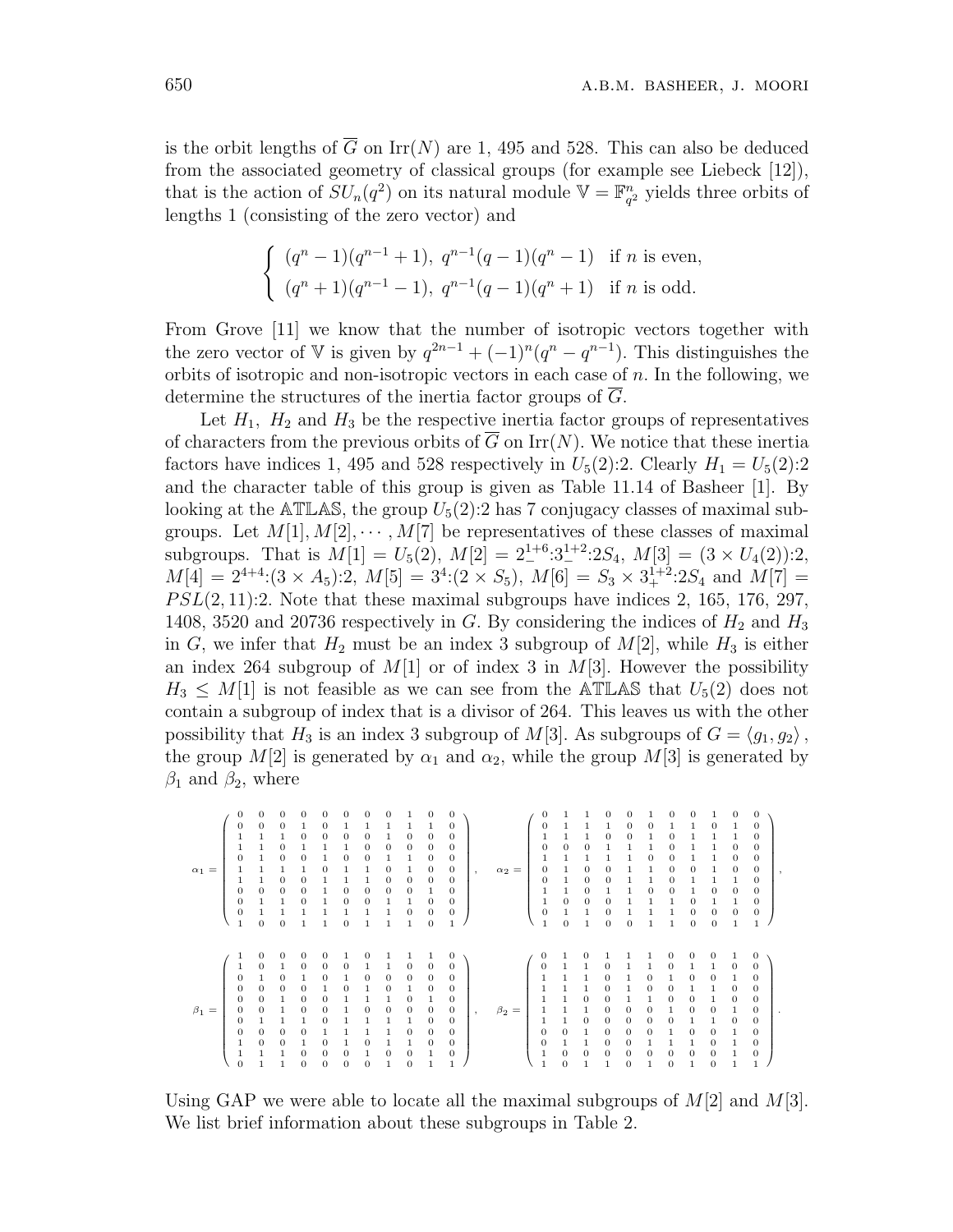is the orbit lengths of $\overline{G}$ on $\mathrm{Irr}(N)$ are 1, 495 and 528. This can also be deduced from the associated geometry of classical groups (for example see Liebeck [12]), that is the action of $SU_n(q^2)$ on its natural module $\mathbb{V} = \mathbb{F}_{q^2}^n$ yields three orbits of lengths 1 (consisting of the zero vector) and

$$\begin{cases} (q^n-1)(q^{n-1}+1),\ q^{n-1}(q-1)(q^n-1) & \text{if } n \text{ is even,} \\ (q^n+1)(q^{n-1}-1),\ q^{n-1}(q-1)(q^n+1) & \text{if } n \text{ is odd.} \end{cases}$$

From Grove [11] we know that the number of isotropic vectors together with the zero vector of $\mathbb{V}$ is given by $q^{2n-1} + (-1)^n(q^n - q^{n-1})$. This distinguishes the orbits of isotropic and non-isotropic vectors in each case of $n$. In the following, we determine the structures of the inertia factor groups of $\overline{G}$.

Let $H_1$, $H_2$ and $H_3$ be the respective inertia factor groups of representatives of characters from the previous orbits of $\overline{G}$ on $\mathrm{Irr}(N)$. We notice that these inertia factors have indices 1, 495 and 528 respectively in $U_5(2){:}2$. Clearly $H_1 = U_5(2){:}2$ and the character table of this group is given as Table 11.14 of Basheer [1]. By looking at the $\mathbb{ATLAS}$, the group $U_5(2){:}2$ has 7 conjugacy classes of maximal subgroups. Let $M[1], M[2], \cdots, M[7]$ be representatives of these classes of maximal subgroups. That is $M[1] = U_5(2)$, $M[2] = 2_-^{1+6}{:}3_-^{1+2}{:}2S_4$, $M[3] = (3 \times U_4(2)){:}2$, $M[4] = 2^{4+4}{:}(3 \times A_5){:}2$, $M[5] = 3^4{:}(2 \times S_5)$, $M[6] = S_3 \times 3_+^{1+2}{:}2S_4$ and $M[7] = PSL(2,11){:}2$. Note that these maximal subgroups have indices 2, 165, 176, 297, 1408, 3520 and 20736 respectively in $G$. By considering the indices of $H_2$ and $H_3$ in $G$, we infer that $H_2$ must be an index 3 subgroup of $M[2]$, while $H_3$ is either an index 264 subgroup of $M[1]$ or of index 3 in $M[3]$. However the possibility $H_3 \leq M[1]$ is not feasible as we can see from the $\mathbb{ATLAS}$ that $U_5(2)$ does not contain a subgroup of index that is a divisor of 264. This leaves us with the other possibility that $H_3$ is an index 3 subgroup of $M[3]$. As subgroups of $G = \langle g_1, g_2 \rangle$, the group $M[2]$ is generated by $\alpha_1$ and $\alpha_2$, while the group $M[3]$ is generated by $\beta_1$ and $\beta_2$, where

$$\alpha_1 = \begin{pmatrix} 0&0&0&0&0&0&0&0&1&0&0 \\ 0&0&0&1&0&1&1&1&1&1&0 \\ 1&1&1&0&0&0&0&1&0&0&0 \\ 1&1&0&1&1&1&0&0&0&0&0 \\ 0&1&0&0&1&0&0&1&1&0&0 \\ 1&1&1&1&0&1&1&0&1&0&0 \\ 1&1&0&0&1&1&1&0&0&0&0 \\ 0&0&0&0&1&0&0&0&0&1&0 \\ 0&1&1&0&1&0&0&1&1&0&0 \\ 0&1&1&1&1&1&1&1&0&0&0 \\ 1&0&0&1&1&0&1&1&1&0&1 \end{pmatrix}, \quad \alpha_2 = \begin{pmatrix} 0&1&1&0&0&1&0&0&1&0&0 \\ 0&1&1&1&0&0&1&1&0&1&0 \\ 1&1&1&0&0&1&0&1&1&1&0 \\ 0&0&0&1&1&1&0&1&1&0&0 \\ 1&1&1&1&1&0&0&1&1&0&0 \\ 0&1&0&0&1&1&0&0&1&0&0 \\ 0&1&0&0&1&1&0&1&1&1&0 \\ 1&1&0&1&1&0&0&1&0&0&0 \\ 1&0&0&0&1&1&1&0&1&1&0 \\ 0&1&1&0&1&1&1&0&0&0&0 \\ 1&0&1&0&0&1&1&0&0&1&1 \end{pmatrix},$$

$$\beta_1 = \begin{pmatrix} 1&0&0&0&0&1&0&1&1&1&0 \\ 1&0&1&0&0&0&1&1&0&0&0 \\ 0&1&0&1&0&1&0&0&0&0&0 \\ 0&0&0&0&1&0&1&0&1&0&0 \\ 0&0&1&0&0&1&1&1&0&1&0 \\ 0&0&1&0&0&1&0&0&0&0&0 \\ 0&1&1&1&0&1&1&1&1&0&0 \\ 0&0&0&0&1&1&1&1&0&0&0 \\ 1&0&0&1&0&1&0&1&1&0&0 \\ 1&1&1&0&0&0&1&0&0&1&0 \\ 0&1&1&0&0&0&0&1&0&1&1 \end{pmatrix}, \quad \beta_2 = \begin{pmatrix} 0&1&0&1&1&1&0&0&0&1&0 \\ 0&1&1&0&1&1&0&1&1&0&0 \\ 1&1&1&0&1&0&1&0&0&1&0 \\ 1&1&1&0&1&0&0&1&1&0&0 \\ 1&1&0&0&1&1&0&0&1&0&0 \\ 1&1&1&0&0&0&1&0&0&1&0 \\ 1&1&0&0&0&0&0&1&1&0&0 \\ 0&0&1&0&0&0&1&0&0&1&0 \\ 0&1&1&0&0&1&1&1&0&1&0 \\ 1&0&0&0&0&0&0&0&0&1&0 \\ 1&0&1&1&0&1&0&1&0&1&1 \end{pmatrix}.$$

Using GAP we were able to locate all the maximal subgroups of $M[2]$ and $M[3]$. We list brief information about these subgroups in Table 2.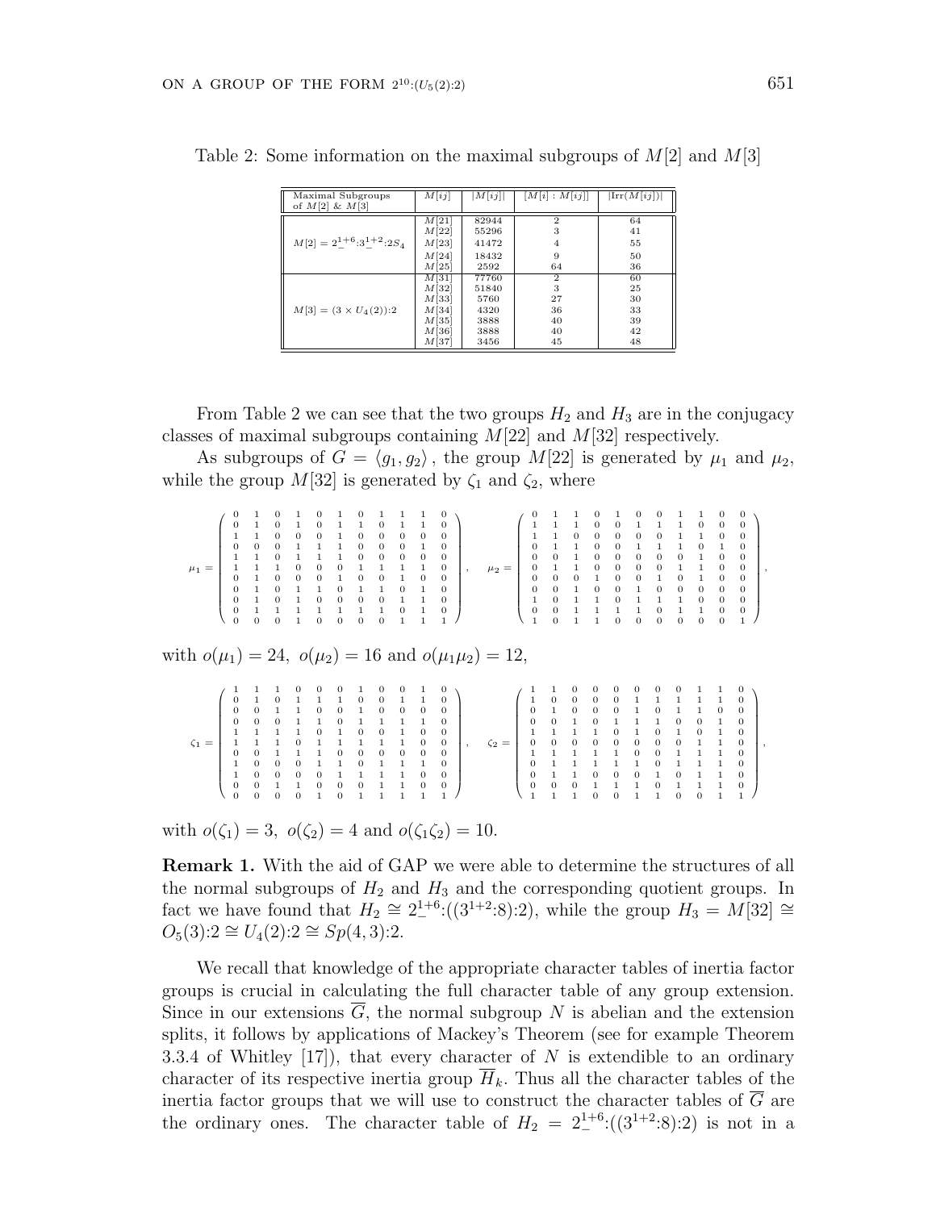Table 2: Some information on the maximal subgroups of $M[2]$ and $M[3]$

| Maximal Subgroups of $M[2]$ & $M[3]$ | $M[ij]$ | $\lvert M[ij]\rvert$ | $[M[i]:M[ij]]$ | $\lvert\mathrm{Irr}(M[ij])\rvert$ |
|---|---|---|---|---|
| $M[2] = 2_-^{1+6}{:}3_-^{1+2}{:}2S_4$ | $M[21]$ | 82944 | 2 | 64 |
| | $M[22]$ | 55296 | 3 | 41 |
| | $M[23]$ | 41472 | 4 | 55 |
| | $M[24]$ | 18432 | 9 | 50 |
| | $M[25]$ | 2592 | 64 | 36 |
| $M[3] = (3\times U_4(2)){:}2$ | $M[31]$ | 77760 | 2 | 60 |
| | $M[32]$ | 51840 | 3 | 25 |
| | $M[33]$ | 5760 | 27 | 30 |
| | $M[34]$ | 4320 | 36 | 33 |
| | $M[35]$ | 3888 | 40 | 39 |
| | $M[36]$ | 3888 | 40 | 42 |
| | $M[37]$ | 3456 | 45 | 48 |

From Table 2 we can see that the two groups $H_2$ and $H_3$ are in the conjugacy classes of maximal subgroups containing $M[22]$ and $M[32]$ respectively.

As subgroups of $G = \langle g_1, g_2\rangle$, the group $M[22]$ is generated by $\mu_1$ and $\mu_2$, while the group $M[32]$ is generated by $\zeta_1$ and $\zeta_2$, where

$$\mu_1 = \begin{pmatrix} 0&1&0&1&0&1&0&1&1&1&0\\ 0&1&0&1&0&1&1&0&1&1&0\\ 1&1&0&0&0&1&0&0&0&0&0\\ 0&0&0&1&1&1&0&0&0&1&0\\ 1&1&0&1&1&1&0&0&0&0&0\\ 1&1&1&0&0&0&1&1&1&1&0\\ 0&1&0&0&0&1&0&0&1&0&0\\ 0&1&0&1&1&0&1&1&0&1&0\\ 0&1&0&1&0&0&0&0&1&1&0\\ 0&1&1&1&1&1&1&1&0&1&0\\ 0&0&0&1&0&0&0&0&1&1&1 \end{pmatrix}, \quad \mu_2 = \begin{pmatrix} 0&1&1&0&1&0&0&1&1&0&0\\ 1&1&1&0&0&1&1&1&0&0&0\\ 1&1&0&0&0&0&0&1&1&0&0\\ 0&1&1&0&0&1&1&1&0&1&0\\ 0&0&1&0&0&0&0&0&1&0&0\\ 0&1&1&0&0&0&0&1&1&0&0\\ 0&0&0&1&0&0&1&0&1&0&0\\ 0&0&1&0&0&1&0&0&0&0&0\\ 1&0&1&1&0&1&1&1&0&0&0\\ 0&0&1&1&1&1&0&1&1&0&0\\ 1&0&1&1&0&0&0&0&0&0&1 \end{pmatrix},$$

with $o(\mu_1) = 24$, $o(\mu_2) = 16$ and $o(\mu_1\mu_2) = 12$,

$$\zeta_1 = \begin{pmatrix} 1&1&1&0&0&0&1&0&0&1&0\\ 0&1&0&1&1&1&0&0&1&1&0\\ 0&0&1&1&0&0&1&0&0&0&0\\ 0&0&0&1&1&0&1&1&1&1&0\\ 1&1&1&1&0&1&0&0&1&0&0\\ 1&1&1&0&1&1&1&1&1&0&0\\ 0&0&1&1&1&0&0&0&0&0&0\\ 1&0&0&0&1&1&0&1&1&1&0\\ 1&0&0&0&0&1&1&1&1&0&0\\ 0&0&1&1&0&0&0&1&1&0&0\\ 0&0&0&0&1&0&1&1&1&1&1 \end{pmatrix}, \quad \zeta_2 = \begin{pmatrix} 1&1&0&0&0&0&0&0&1&1&0\\ 1&0&0&0&0&1&1&1&1&1&0\\ 0&1&0&0&0&1&0&1&1&0&0\\ 0&0&1&0&1&1&1&0&0&1&0\\ 1&1&1&1&0&1&0&1&0&1&0\\ 0&0&0&0&0&0&0&0&1&1&0\\ 1&1&1&1&1&0&0&1&1&1&0\\ 0&1&1&1&1&1&0&1&1&1&0\\ 0&1&1&0&0&0&1&0&1&1&0\\ 0&0&0&1&1&1&0&1&1&1&0\\ 1&1&1&0&0&1&1&0&0&1&1 \end{pmatrix},$$

with $o(\zeta_1) = 3$, $o(\zeta_2) = 4$ and $o(\zeta_1\zeta_2) = 10$.

**Remark 1.** With the aid of GAP we were able to determine the structures of all the normal subgroups of $H_2$ and $H_3$ and the corresponding quotient groups. In fact we have found that $H_2 \cong 2_-^{1+6}{:}((3^{1+2}{:}8){:}2)$, while the group $H_3 = M[32] \cong O_5(3){:}2 \cong U_4(2){:}2 \cong Sp(4,3){:}2$.

We recall that knowledge of the appropriate character tables of inertia factor groups is crucial in calculating the full character table of any group extension. Since in our extensions $\overline{G}$, the normal subgroup $N$ is abelian and the extension splits, it follows by applications of Mackey's Theorem (see for example Theorem 3.3.4 of Whitley [17]), that every character of $N$ is extendible to an ordinary character of its respective inertia group $\overline{H}_k$. Thus all the character tables of the inertia factor groups that we will use to construct the character tables of $\overline{G}$ are the ordinary ones. The character table of $H_2 = 2_-^{1+6}{:}((3^{1+2}{:}8){:}2)$ is not in a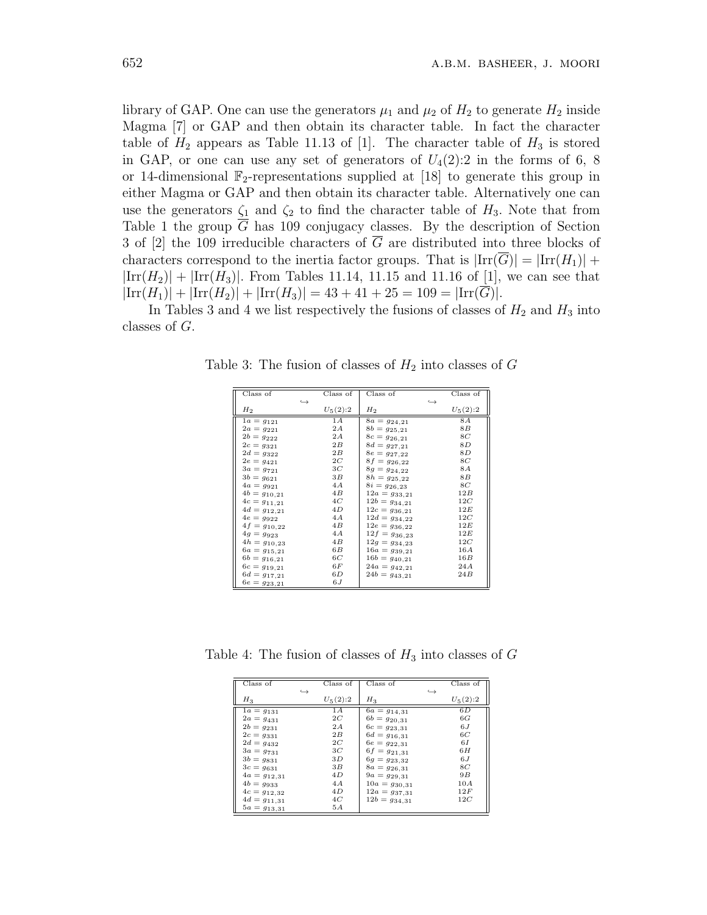library of GAP. One can use the generators $\mu_1$ and $\mu_2$ of $H_2$ to generate $H_2$ inside Magma [7] or GAP and then obtain its character table. In fact the character table of $H_2$ appears as Table 11.13 of [1]. The character table of $H_3$ is stored in GAP, or one can use any set of generators of $U_4(2){:}2$ in the forms of 6, 8 or 14-dimensional $\mathbb{F}_2$-representations supplied at [18] to generate this group in either Magma or GAP and then obtain its character table. Alternatively one can use the generators $\zeta_1$ and $\zeta_2$ to find the character table of $H_3$. Note that from Table 1 the group $\overline{G}$ has 109 conjugacy classes. By the description of Section 3 of [2] the 109 irreducible characters of $\overline{G}$ are distributed into three blocks of characters correspond to the inertia factor groups. That is $|\mathrm{Irr}(\overline{G})| = |\mathrm{Irr}(H_1)| + |\mathrm{Irr}(H_2)| + |\mathrm{Irr}(H_3)|$. From Tables 11.14, 11.15 and 11.16 of [1], we can see that $|\mathrm{Irr}(H_1)| + |\mathrm{Irr}(H_2)| + |\mathrm{Irr}(H_3)| = 43 + 41 + 25 = 109 = |\mathrm{Irr}(\overline{G})|$.

In Tables 3 and 4 we list respectively the fusions of classes of $H_2$ and $H_3$ into classes of $G$.

Table 3: The fusion of classes of $H_2$ into classes of $G$

| Class of $H_2$ | $\hookrightarrow$ | Class of $U_5(2){:}2$ | Class of $H_2$ | $\hookrightarrow$ | Class of $U_5(2){:}2$ |
|---|---|---|---|---|---|
| $1a = g_{121}$ | | $1A$ | $8a = g_{24,21}$ | | $8A$ |
| $2a = g_{221}$ | | $2A$ | $8b = g_{25,21}$ | | $8B$ |
| $2b = g_{222}$ | | $2A$ | $8c = g_{26,21}$ | | $8C$ |
| $2c = g_{321}$ | | $2B$ | $8d = g_{27,21}$ | | $8D$ |
| $2d = g_{322}$ | | $2B$ | $8e = g_{27,22}$ | | $8D$ |
| $2e = g_{421}$ | | $2C$ | $8f = g_{26,22}$ | | $8C$ |
| $3a = g_{721}$ | | $3C$ | $8g = g_{24,22}$ | | $8A$ |
| $3b = g_{621}$ | | $3B$ | $8h = g_{25,22}$ | | $8B$ |
| $4a = g_{921}$ | | $4A$ | $8i = g_{26,23}$ | | $8C$ |
| $4b = g_{10,21}$ | | $4B$ | $12a = g_{33,21}$ | | $12B$ |
| $4c = g_{11,21}$ | | $4C$ | $12b = g_{34,21}$ | | $12C$ |
| $4d = g_{12,21}$ | | $4D$ | $12c = g_{36,21}$ | | $12E$ |
| $4e = g_{922}$ | | $4A$ | $12d = g_{34,22}$ | | $12C$ |
| $4f = g_{10,22}$ | | $4B$ | $12e = g_{36,22}$ | | $12E$ |
| $4g = g_{923}$ | | $4A$ | $12f = g_{36,23}$ | | $12E$ |
| $4h = g_{10,23}$ | | $4B$ | $12g = g_{34,23}$ | | $12C$ |
| $6a = g_{15,21}$ | | $6B$ | $16a = g_{39,21}$ | | $16A$ |
| $6b = g_{16,21}$ | | $6C$ | $16b = g_{40,21}$ | | $16B$ |
| $6c = g_{19,21}$ | | $6F$ | $24a = g_{42,21}$ | | $24A$ |
| $6d = g_{17,21}$ | | $6D$ | $24b = g_{43,21}$ | | $24B$ |
| $6e = g_{23,21}$ | | $6J$ | | | |

Table 4: The fusion of classes of $H_3$ into classes of $G$

| Class of $H_3$ | $\hookrightarrow$ | Class of $U_5(2){:}2$ | Class of $H_3$ | $\hookrightarrow$ | Class of $U_5(2){:}2$ |
|---|---|---|---|---|---|
| $1a = g_{131}$ | | $1A$ | $6a = g_{14,31}$ | | $6D$ |
| $2a = g_{431}$ | | $2C$ | $6b = g_{20,31}$ | | $6G$ |
| $2b = g_{231}$ | | $2A$ | $6c = g_{23,31}$ | | $6J$ |
| $2c = g_{331}$ | | $2B$ | $6d = g_{16,31}$ | | $6C$ |
| $2d = g_{432}$ | | $2C$ | $6e = g_{22,31}$ | | $6I$ |
| $3a = g_{731}$ | | $3C$ | $6f = g_{21,31}$ | | $6H$ |
| $3b = g_{831}$ | | $3D$ | $6g = g_{23,32}$ | | $6J$ |
| $3c = g_{631}$ | | $3B$ | $8a = g_{26,31}$ | | $8C$ |
| $4a = g_{12,31}$ | | $4D$ | $9a = g_{29,31}$ | | $9B$ |
| $4b = g_{933}$ | | $4A$ | $10a = g_{30,31}$ | | $10A$ |
| $4c = g_{12,32}$ | | $4D$ | $12a = g_{37,31}$ | | $12F$ |
| $4d = g_{11,31}$ | | $4C$ | $12b = g_{34,31}$ | | $12C$ |
| $5a = g_{13,31}$ | | $5A$ | | | |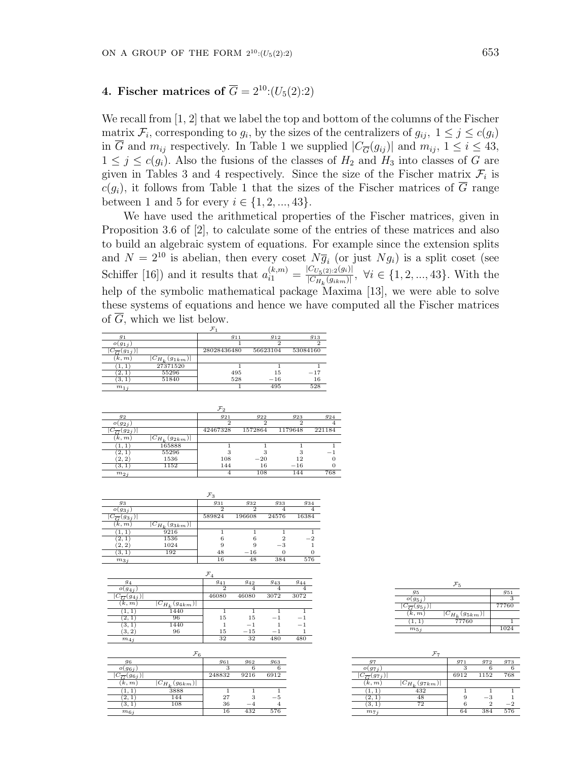## 4. Fischer matrices of $\overline{G} = 2^{10}{:}(U_5(2){:}2)$

We recall from [1, 2] that we label the top and bottom of the columns of the Fischer matrix $\mathcal{F}_i$, corresponding to $g_i$, by the sizes of the centralizers of $g_{ij}$, $1 \leq j \leq c(g_i)$ in $\overline{G}$ and $m_{ij}$ respectively. In Table 1 we supplied $|C_{\overline{G}}(g_{ij})|$ and $m_{ij}$, $1 \leq i \leq 43$, $1 \leq j \leq c(g_i)$. Also the fusions of the classes of $H_2$ and $H_3$ into classes of $G$ are given in Tables 3 and 4 respectively. Since the size of the Fischer matrix $\mathcal{F}_i$ is $c(g_i)$, it follows from Table 1 that the sizes of the Fischer matrices of $\overline{G}$ range between 1 and 5 for every $i \in \{1, 2, ..., 43\}$.

We have used the arithmetical properties of the Fischer matrices, given in Proposition 3.6 of [2], to calculate some of the entries of these matrices and also to build an algebraic system of equations. For example since the extension splits and $N = 2^{10}$ is abelian, then every coset $N\overline{g}_i$ (or just $Ng_i$) is a split coset (see Schiffer [16]) and it results that $a_{i1}^{(k,m)} = \frac{|C_{U_5(2):2}(g_i)|}{|C_{H_k}(g_{ikm})|}$, $\forall i \in \{1, 2, ..., 43\}$. With the help of the symbolic mathematical package Maxima [13], we were able to solve these systems of equations and hence we have computed all the Fischer matrices of $\overline{G}$, which we list below.

$\mathcal{F}_1$

| $g_1$ | | $g_{11}$ | $g_{12}$ | $g_{13}$ |
|---|---|---|---|---|
| $o(g_{1j})$ | | 1 | 2 | 2 |
| $\lvert C_{\overline{G}}(g_{1j})\rvert$ | | 28028436480 | 56623104 | 53084160 |
| $(k, m)$ | $\lvert C_{H_k}(g_{1km})\rvert$ | | | |
| $(1, 1)$ | 27371520 | 1 | 1 | 1 |
| $(2, 1)$ | 55296 | 495 | 15 | $-17$ |
| $(3, 1)$ | 51840 | 528 | $-16$ | 16 |
| $m_{1j}$ | | 1 | 495 | 528 |

$\mathcal{F}_2$

| $g_2$ | | $g_{21}$ | $g_{22}$ | $g_{23}$ | $g_{24}$ |
|---|---|---|---|---|---|
| $o(g_{2j})$ | | 2 | 2 | 2 | 4 |
| $\lvert C_{\overline{G}}(g_{2j})\rvert$ | | 42467328 | 1572864 | 1179648 | 221184 |
| $(k, m)$ | $\lvert C_{H_k}(g_{2km})\rvert$ | | | | |
| $(1, 1)$ | 165888 | 1 | 1 | 1 | 1 |
| $(2, 1)$ | 55296 | 3 | 3 | 3 | $-1$ |
| $(2, 2)$ | 1536 | 108 | $-20$ | 12 | 0 |
| $(3, 1)$ | 1152 | 144 | 16 | $-16$ | 0 |
| $m_{2j}$ | | 4 | 108 | 144 | 768 |

$\mathcal{F}_3$

| $g_3$ | | $g_{31}$ | $g_{32}$ | $g_{33}$ | $g_{34}$ |
|---|---|---|---|---|---|
| $o(g_{3j})$ | | 2 | 2 | 4 | 4 |
| $\lvert C_{\overline{G}}(g_{3j})\rvert$ | | 589824 | 196608 | 24576 | 16384 |
| $(k, m)$ | $\lvert C_{H_k}(g_{3km})\rvert$ | | | | |
| $(1, 1)$ | 9216 | 1 | 1 | 1 | 1 |
| $(2, 1)$ | 1536 | 6 | 6 | 2 | $-2$ |
| $(2, 2)$ | 1024 | 9 | 9 | $-3$ | 1 |
| $(3, 1)$ | 192 | 48 | $-16$ | 0 | 0 |
| $m_{3j}$ | | 16 | 48 | 384 | 576 |

$\mathcal{F}_4$

| $g_4$ | | $g_{41}$ | $g_{42}$ | $g_{43}$ | $g_{44}$ |
|---|---|---|---|---|---|
| $o(g_{4j})$ | | 2 | 4 | 4 | 4 |
| $\lvert C_{\overline{G}}(g_{4j})\rvert$ | | 46080 | 46080 | 3072 | 3072 |
| $(k, m)$ | $\lvert C_{H_k}(g_{4km})\rvert$ | | | | |
| $(1, 1)$ | 1440 | 1 | 1 | 1 | 1 |
| $(2, 1)$ | 96 | 15 | 15 | $-1$ | $-1$ |
| $(3, 1)$ | 1440 | 1 | $-1$ | 1 | $-1$ |
| $(3, 2)$ | 96 | 15 | $-15$ | $-1$ | 1 |
| $m_{4j}$ | | 32 | 32 | 480 | 480 |

$\mathcal{F}_5$

| $g_5$ | | $g_{51}$ |
|---|---|---|
| $o(g_{5j})$ | | 3 |
| $\lvert C_{\overline{G}}(g_{5j})\rvert$ | | 77760 |
| $(k, m)$ | $\lvert C_{H_k}(g_{5km})\rvert$ | |
| $(1, 1)$ | 77760 | 1 |
| $m_{5j}$ | | 1024 |

$\mathcal{F}_6$

| $g_6$ | | $g_{61}$ | $g_{62}$ | $g_{63}$ |
|---|---|---|---|---|
| $o(g_{6j})$ | | 3 | 6 | 6 |
| $\lvert C_{\overline{G}}(g_{6j})\rvert$ | | 248832 | 9216 | 6912 |
| $(k, m)$ | $\lvert C_{H_k}(g_{6km})\rvert$ | | | |
| $(1, 1)$ | 3888 | 1 | 1 | 1 |
| $(2, 1)$ | 144 | 27 | 3 | $-5$ |
| $(3, 1)$ | 108 | 36 | $-4$ | 4 |
| $m_{6j}$ | | 16 | 432 | 576 |

$\mathcal{F}_7$

| $g_7$ | | $g_{71}$ | $g_{72}$ | $g_{73}$ |
|---|---|---|---|---|
| $o(g_{7j})$ | | 3 | 6 | 6 |
| $\lvert C_{\overline{G}}(g_{7j})\rvert$ | | 6912 | 1152 | 768 |
| $(k, m)$ | $\lvert C_{H_k}(g_{7km})\rvert$ | | | |
| $(1, 1)$ | 432 | 1 | 1 | 1 |
| $(2, 1)$ | 48 | 9 | $-3$ | 1 |
| $(3, 1)$ | 72 | 6 | 2 | $-2$ |
| $m_{7j}$ | | 64 | 384 | 576 |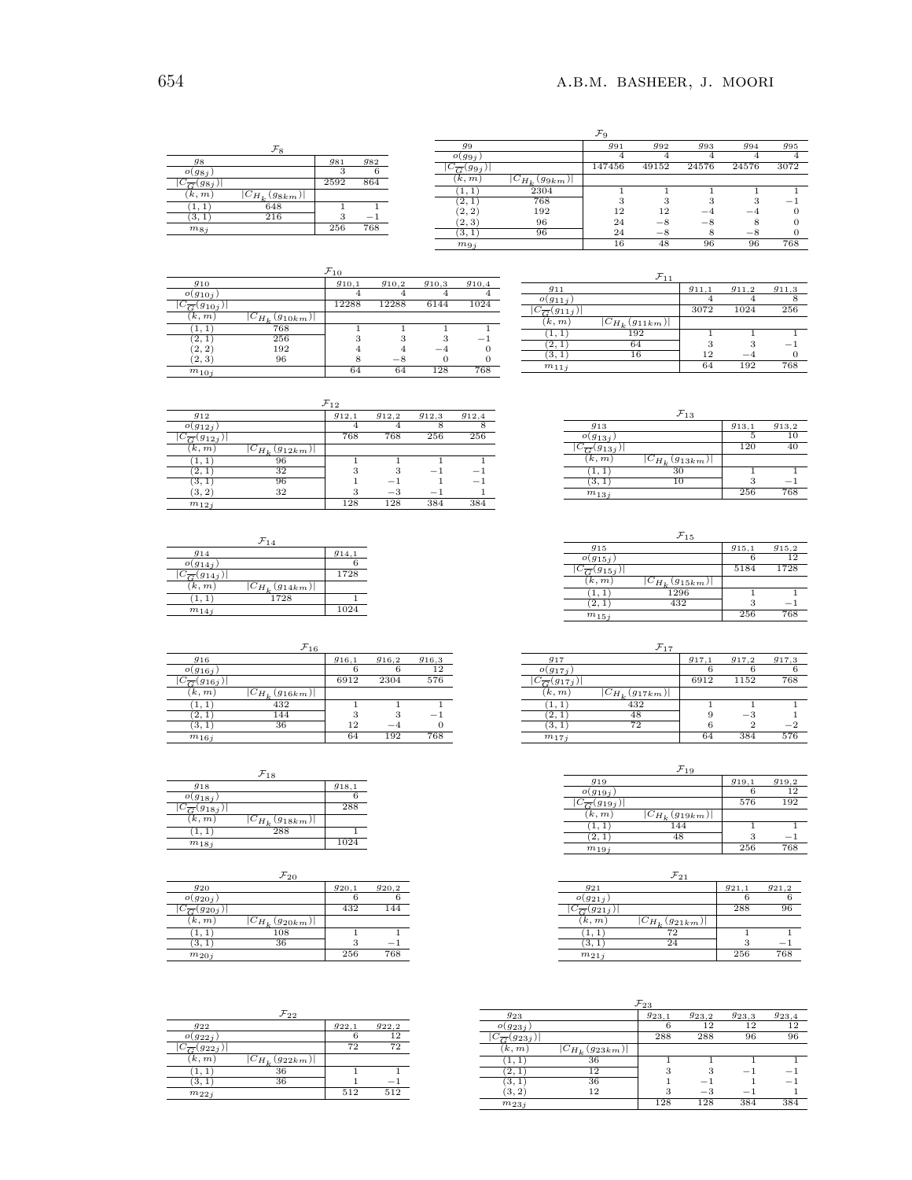**$\mathcal{F}_8$**

| $g_8$ | | $g_{81}$ | $g_{82}$ |
|---|---|---|---|
| $o(g_{8j})$ | | 3 | 6 |
| $\lvert C_{\overline{G}}(g_{8j})\rvert$ | | 2592 | 864 |
| $(k,m)$ | $\lvert C_{H_k}(g_{8km})\rvert$ | | |
| $(1,1)$ | 648 | 1 | 1 |
| $(3,1)$ | 216 | 3 | $-1$ |
| $m_{8j}$ | | 256 | 768 |

**$\mathcal{F}_9$**

| $g_9$ | | $g_{91}$ | $g_{92}$ | $g_{93}$ | $g_{94}$ | $g_{95}$ |
|---|---|---|---|---|---|---|
| $o(g_{9j})$ | | 4 | 4 | 4 | 4 | 4 |
| $\lvert C_{\overline{G}}(g_{9j})\rvert$ | | 147456 | 49152 | 24576 | 24576 | 3072 |
| $(k,m)$ | $\lvert C_{H_k}(g_{9km})\rvert$ | | | | | |
| $(1,1)$ | 2304 | 1 | 1 | 1 | 1 | 1 |
| $(2,1)$ | 768 | 3 | 3 | 3 | 3 | $-1$ |
| $(2,2)$ | 192 | 12 | 12 | $-4$ | $-4$ | 0 |
| $(2,3)$ | 96 | 24 | $-8$ | $-8$ | 8 | 0 |
| $(3,1)$ | 96 | 24 | $-8$ | 8 | $-8$ | 0 |
| $m_{9j}$ | | 16 | 48 | 96 | 96 | 768 |

**$\mathcal{F}_{10}$**

| $g_{10}$ | | $g_{10,1}$ | $g_{10,2}$ | $g_{10,3}$ | $g_{10,4}$ |
|---|---|---|---|---|---|
| $o(g_{10j})$ | | 4 | 4 | 4 | 4 |
| $\lvert C_{\overline{G}}(g_{10j})\rvert$ | | 12288 | 12288 | 6144 | 1024 |
| $(k,m)$ | $\lvert C_{H_k}(g_{10km})\rvert$ | | | | |
| $(1,1)$ | 768 | 1 | 1 | 1 | 1 |
| $(2,1)$ | 256 | 3 | 3 | 3 | $-1$ |
| $(2,2)$ | 192 | 4 | 4 | $-4$ | 0 |
| $(2,3)$ | 96 | 8 | $-8$ | 0 | 0 |
| $m_{10j}$ | | 64 | 64 | 128 | 768 |

**$\mathcal{F}_{11}$**

| $g_{11}$ | | $g_{11,1}$ | $g_{11,2}$ | $g_{11,3}$ |
|---|---|---|---|---|
| $o(g_{11j})$ | | 4 | 4 | 8 |
| $\lvert C_{\overline{G}}(g_{11j})\rvert$ | | 3072 | 1024 | 256 |
| $(k,m)$ | $\lvert C_{H_k}(g_{11km})\rvert$ | | | |
| $(1,1)$ | 192 | 1 | 1 | 1 |
| $(2,1)$ | 64 | 3 | 3 | $-1$ |
| $(3,1)$ | 16 | 12 | $-4$ | 0 |
| $m_{11j}$ | | 64 | 192 | 768 |

**$\mathcal{F}_{12}$**

| $g_{12}$ | | $g_{12,1}$ | $g_{12,2}$ | $g_{12,3}$ | $g_{12,4}$ |
|---|---|---|---|---|---|
| $o(g_{12j})$ | | 4 | 4 | 8 | 8 |
| $\lvert C_{\overline{G}}(g_{12j})\rvert$ | | 768 | 768 | 256 | 256 |
| $(k,m)$ | $\lvert C_{H_k}(g_{12km})\rvert$ | | | | |
| $(1,1)$ | 96 | 1 | 1 | 1 | 1 |
| $(2,1)$ | 32 | 3 | 3 | $-1$ | $-1$ |
| $(3,1)$ | 96 | 1 | $-1$ | 1 | $-1$ |
| $(3,2)$ | 32 | 3 | $-3$ | $-1$ | 1 |
| $m_{12j}$ | | 128 | 128 | 384 | 384 |

**$\mathcal{F}_{13}$**

| $g_{13}$ | | $g_{13,1}$ | $g_{13,2}$ |
|---|---|---|---|
| $o(g_{13j})$ | | 5 | 10 |
| $\lvert C_{\overline{G}}(g_{13j})\rvert$ | | 120 | 40 |
| $(k,m)$ | $\lvert C_{H_k}(g_{13km})\rvert$ | | |
| $(1,1)$ | 30 | 1 | 1 |
| $(3,1)$ | 10 | 3 | $-1$ |
| $m_{13j}$ | | 256 | 768 |

**$\mathcal{F}_{14}$**

| $g_{14}$ | | $g_{14,1}$ |
|---|---|---|
| $o(g_{14j})$ | | 6 |
| $\lvert C_{\overline{G}}(g_{14j})\rvert$ | | 1728 |
| $(k,m)$ | $\lvert C_{H_k}(g_{14km})\rvert$ | |
| $(1,1)$ | 1728 | 1 |
| $m_{14j}$ | | 1024 |

**$\mathcal{F}_{15}$**

| $g_{15}$ | | $g_{15,1}$ | $g_{15,2}$ |
|---|---|---|---|
| $o(g_{15j})$ | | 6 | 12 |
| $\lvert C_{\overline{G}}(g_{15j})\rvert$ | | 5184 | 1728 |
| $(k,m)$ | $\lvert C_{H_k}(g_{15km})\rvert$ | | |
| $(1,1)$ | 1296 | 1 | 1 |
| $(2,1)$ | 432 | 3 | $-1$ |
| $m_{15j}$ | | 256 | 768 |

**$\mathcal{F}_{16}$**

| $g_{16}$ | | $g_{16,1}$ | $g_{16,2}$ | $g_{16,3}$ |
|---|---|---|---|---|
| $o(g_{16j})$ | | 6 | 6 | 12 |
| $\lvert C_{\overline{G}}(g_{16j})\rvert$ | | 6912 | 2304 | 576 |
| $(k,m)$ | $\lvert C_{H_k}(g_{16km})\rvert$ | | | |
| $(1,1)$ | 432 | 1 | 1 | 1 |
| $(2,1)$ | 144 | 3 | 3 | $-1$ |
| $(3,1)$ | 36 | 12 | $-4$ | 0 |
| $m_{16j}$ | | 64 | 192 | 768 |

**$\mathcal{F}_{17}$**

| $g_{17}$ | | $g_{17,1}$ | $g_{17,2}$ | $g_{17,3}$ |
|---|---|---|---|---|
| $o(g_{17j})$ | | 6 | 6 | 6 |
| $\lvert C_{\overline{G}}(g_{17j})\rvert$ | | 6912 | 1152 | 768 |
| $(k,m)$ | $\lvert C_{H_k}(g_{17km})\rvert$ | | | |
| $(1,1)$ | 432 | 1 | 1 | 1 |
| $(2,1)$ | 48 | 9 | $-3$ | 1 |
| $(3,1)$ | 72 | 6 | 2 | $-2$ |
| $m_{17j}$ | | 64 | 384 | 576 |

**$\mathcal{F}_{18}$**

| $g_{18}$ | | $g_{18,1}$ |
|---|---|---|
| $o(g_{18j})$ | | 6 |
| $\lvert C_{\overline{G}}(g_{18j})\rvert$ | | 288 |
| $(k,m)$ | $\lvert C_{H_k}(g_{18km})\rvert$ | |
| $(1,1)$ | 288 | 1 |
| $m_{18j}$ | | 1024 |

**$\mathcal{F}_{19}$**

| $g_{19}$ | | $g_{19,1}$ | $g_{19,2}$ |
|---|---|---|---|
| $o(g_{19j})$ | | 6 | 12 |
| $\lvert C_{\overline{G}}(g_{19j})\rvert$ | | 576 | 192 |
| $(k,m)$ | $\lvert C_{H_k}(g_{19km})\rvert$ | | |
| $(1,1)$ | 144 | 1 | 1 |
| $(2,1)$ | 48 | 3 | $-1$ |
| $m_{19j}$ | | 256 | 768 |

**$\mathcal{F}_{20}$**

| $g_{20}$ | | $g_{20,1}$ | $g_{20,2}$ |
|---|---|---|---|
| $o(g_{20j})$ | | 6 | 6 |
| $\lvert C_{\overline{G}}(g_{20j})\rvert$ | | 432 | 144 |
| $(k,m)$ | $\lvert C_{H_k}(g_{20km})\rvert$ | | |
| $(1,1)$ | 108 | 1 | 1 |
| $(3,1)$ | 36 | 3 | $-1$ |
| $m_{20j}$ | | 256 | 768 |

**$\mathcal{F}_{21}$**

| $g_{21}$ | | $g_{21,1}$ | $g_{21,2}$ |
|---|---|---|---|
| $o(g_{21j})$ | | 6 | 6 |
| $\lvert C_{\overline{G}}(g_{21j})\rvert$ | | 288 | 96 |
| $(k,m)$ | $\lvert C_{H_k}(g_{21km})\rvert$ | | |
| $(1,1)$ | 72 | 1 | 1 |
| $(3,1)$ | 24 | 3 | $-1$ |
| $m_{21j}$ | | 256 | 768 |

**$\mathcal{F}_{22}$**

| $g_{22}$ | | $g_{22,1}$ | $g_{22,2}$ |
|---|---|---|---|
| $o(g_{22j})$ | | 6 | 12 |
| $\lvert C_{\overline{G}}(g_{22j})\rvert$ | | 72 | 72 |
| $(k,m)$ | $\lvert C_{H_k}(g_{22km})\rvert$ | | |
| $(1,1)$ | 36 | 1 | 1 |
| $(3,1)$ | 36 | 1 | $-1$ |
| $m_{22j}$ | | 512 | 512 |

**$\mathcal{F}_{23}$**

| $g_{23}$ | | $g_{23,1}$ | $g_{23,2}$ | $g_{23,3}$ | $g_{23,4}$ |
|---|---|---|---|---|---|
| $o(g_{23j})$ | | 6 | 12 | 12 | 12 |
| $\lvert C_{\overline{G}}(g_{23j})\rvert$ | | 288 | 288 | 96 | 96 |
| $(k,m)$ | $\lvert C_{H_k}(g_{23km})\rvert$ | | | | |
| $(1,1)$ | 36 | 1 | 1 | 1 | 1 |
| $(2,1)$ | 12 | 3 | 3 | $-1$ | $-1$ |
| $(3,1)$ | 36 | 1 | $-1$ | 1 | $-1$ |
| $(3,2)$ | 12 | 3 | $-3$ | $-1$ | 1 |
| $m_{23j}$ | | 128 | 128 | 384 | 384 |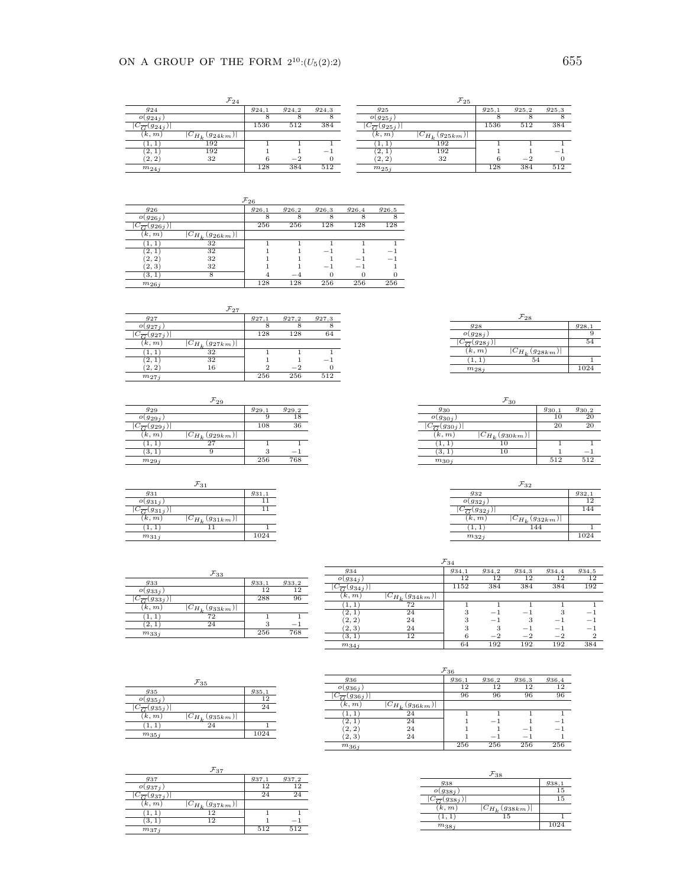$\mathcal{F}_{24}$

| $g_{24}$ | | $g_{24,1}$ | $g_{24,2}$ | $g_{24,3}$ |
|---|---|---|---|---|
| $o(g_{24j})$ | | 8 | 8 | 8 |
| $\lvert C_{\overline{G}}(g_{24j})\rvert$ | | 1536 | 512 | 384 |
| $(k, m)$ | $\lvert C_{H_k}(g_{24km})\rvert$ | | | |
| $(1, 1)$ | 192 | 1 | 1 | 1 |
| $(2, 1)$ | 192 | 1 | 1 | $-1$ |
| $(2, 2)$ | 32 | 6 | $-2$ | 0 |
| $m_{24j}$ | | 128 | 384 | 512 |

$\mathcal{F}_{25}$

| $g_{25}$ | | $g_{25,1}$ | $g_{25,2}$ | $g_{25,3}$ |
|---|---|---|---|---|
| $o(g_{25j})$ | | 8 | 8 | 8 |
| $\lvert C_{\overline{G}}(g_{25j})\rvert$ | | 1536 | 512 | 384 |
| $(k, m)$ | $\lvert C_{H_k}(g_{25km})\rvert$ | | | |
| $(1, 1)$ | 192 | 1 | 1 | 1 |
| $(2, 1)$ | 192 | 1 | 1 | $-1$ |
| $(2, 2)$ | 32 | 6 | $-2$ | 0 |
| $m_{25j}$ | | 128 | 384 | 512 |

$\mathcal{F}_{26}$

| $g_{26}$ | | $g_{26,1}$ | $g_{26,2}$ | $g_{26,3}$ | $g_{26,4}$ | $g_{26,5}$ |
|---|---|---|---|---|---|---|
| $o(g_{26j})$ | | 8 | 8 | 8 | 8 | 8 |
| $\lvert C_{\overline{G}}(g_{26j})\rvert$ | | 256 | 256 | 128 | 128 | 128 |
| $(k, m)$ | $\lvert C_{H_k}(g_{26km})\rvert$ | | | | | |
| $(1, 1)$ | 32 | 1 | 1 | 1 | 1 | 1 |
| $(2, 1)$ | 32 | 1 | 1 | $-1$ | 1 | $-1$ |
| $(2, 2)$ | 32 | 1 | 1 | 1 | $-1$ | $-1$ |
| $(2, 3)$ | 32 | 1 | 1 | $-1$ | $-1$ | 1 |
| $(3, 1)$ | 8 | 4 | $-4$ | 0 | 0 | 0 |
| $m_{26j}$ | | 128 | 128 | 256 | 256 | 256 |

$\mathcal{F}_{27}$

| $g_{27}$ | | $g_{27,1}$ | $g_{27,2}$ | $g_{27,3}$ |
|---|---|---|---|---|
| $o(g_{27j})$ | | 8 | 8 | 8 |
| $\lvert C_{\overline{G}}(g_{27j})\rvert$ | | 128 | 128 | 64 |
| $(k, m)$ | $\lvert C_{H_k}(g_{27km})\rvert$ | | | |
| $(1, 1)$ | 32 | 1 | 1 | 1 |
| $(2, 1)$ | 32 | 1 | 1 | $-1$ |
| $(2, 2)$ | 16 | 2 | $-2$ | 0 |
| $m_{27j}$ | | 256 | 256 | 512 |

$\mathcal{F}_{28}$

| $g_{28}$ | | $g_{28,1}$ |
|---|---|---|
| $o(g_{28j})$ | | 9 |
| $\lvert C_{\overline{G}}(g_{28j})\rvert$ | | 54 |
| $(k, m)$ | $\lvert C_{H_k}(g_{28km})\rvert$ | |
| $(1, 1)$ | 54 | 1 |
| $m_{28j}$ | | 1024 |

$\mathcal{F}_{29}$

| $g_{29}$ | | $g_{29,1}$ | $g_{29,2}$ |
|---|---|---|---|
| $o(g_{29j})$ | | 9 | 18 |
| $\lvert C_{\overline{G}}(g_{29j})\rvert$ | | 108 | 36 |
| $(k, m)$ | $\lvert C_{H_k}(g_{29km})\rvert$ | | |
| $(1, 1)$ | 27 | 1 | 1 |
| $(3, 1)$ | 9 | 3 | $-1$ |
| $m_{29j}$ | | 256 | 768 |

$\mathcal{F}_{30}$

| $g_{30}$ | | $g_{30,1}$ | $g_{30,2}$ |
|---|---|---|---|
| $o(g_{30j})$ | | 10 | 20 |
| $\lvert C_{\overline{G}}(g_{30j})\rvert$ | | 20 | 20 |
| $(k, m)$ | $\lvert C_{H_k}(g_{30km})\rvert$ | | |
| $(1, 1)$ | 10 | 1 | 1 |
| $(3, 1)$ | 10 | 1 | $-1$ |
| $m_{30j}$ | | 512 | 512 |

$\mathcal{F}_{31}$

| $g_{31}$ | | $g_{31,1}$ |
|---|---|---|
| $o(g_{31j})$ | | 11 |
| $\lvert C_{\overline{G}}(g_{31j})\rvert$ | | 11 |
| $(k, m)$ | $\lvert C_{H_k}(g_{31km})\rvert$ | |
| $(1, 1)$ | 11 | 1 |
| $m_{31j}$ | | 1024 |

$\mathcal{F}_{32}$

| $g_{32}$ | | $g_{32,1}$ |
|---|---|---|
| $o(g_{32j})$ | | 12 |
| $\lvert C_{\overline{G}}(g_{32j})\rvert$ | | 144 |
| $(k, m)$ | $\lvert C_{H_k}(g_{32km})\rvert$ | |
| $(1, 1)$ | 144 | 1 |
| $m_{32j}$ | | 1024 |

$\mathcal{F}_{33}$

| $g_{33}$ | | $g_{33,1}$ | $g_{33,2}$ |
|---|---|---|---|
| $o(g_{33j})$ | | 12 | 12 |
| $\lvert C_{\overline{G}}(g_{33j})\rvert$ | | 288 | 96 |
| $(k, m)$ | $\lvert C_{H_k}(g_{33km})\rvert$ | | |
| $(1, 1)$ | 72 | 1 | 1 |
| $(2, 1)$ | 24 | 3 | $-1$ |
| $m_{33j}$ | | 256 | 768 |

$\mathcal{F}_{34}$

| $g_{34}$ | | $g_{34,1}$ | $g_{34,2}$ | $g_{34,3}$ | $g_{34,4}$ | $g_{34,5}$ |
|---|---|---|---|---|---|---|
| $o(g_{34j})$ | | 12 | 12 | 12 | 12 | 12 |
| $\lvert C_{\overline{G}}(g_{34j})\rvert$ | | 1152 | 384 | 384 | 384 | 192 |
| $(k, m)$ | $\lvert C_{H_k}(g_{34km})\rvert$ | | | | | |
| $(1, 1)$ | 72 | 1 | 1 | 1 | 1 | 1 |
| $(2, 1)$ | 24 | 3 | $-1$ | $-1$ | 3 | $-1$ |
| $(2, 2)$ | 24 | 3 | $-1$ | 3 | $-1$ | $-1$ |
| $(2, 3)$ | 24 | 3 | 3 | $-1$ | $-1$ | $-1$ |
| $(3, 1)$ | 12 | 6 | $-2$ | $-2$ | $-2$ | 2 |
| $m_{34j}$ | | 64 | 192 | 192 | 192 | 384 |

$\mathcal{F}_{35}$

| $g_{35}$ | | $g_{35,1}$ |
|---|---|---|
| $o(g_{35j})$ | | 12 |
| $\lvert C_{\overline{G}}(g_{35j})\rvert$ | | 24 |
| $(k, m)$ | $\lvert C_{H_k}(g_{35km})\rvert$ | |
| $(1, 1)$ | 24 | 1 |
| $m_{35j}$ | | 1024 |

$\mathcal{F}_{36}$

| $g_{36}$ | | $g_{36,1}$ | $g_{36,2}$ | $g_{36,3}$ | $g_{36,4}$ |
|---|---|---|---|---|---|
| $o(g_{36j})$ | | 12 | 12 | 12 | 12 |
| $\lvert C_{\overline{G}}(g_{36j})\rvert$ | | 96 | 96 | 96 | 96 |
| $(k, m)$ | $\lvert C_{H_k}(g_{36km})\rvert$ | | | | |
| $(1, 1)$ | 24 | 1 | 1 | 1 | 1 |
| $(2, 1)$ | 24 | 1 | $-1$ | 1 | $-1$ |
| $(2, 2)$ | 24 | 1 | 1 | $-1$ | $-1$ |
| $(2, 3)$ | 24 | 1 | $-1$ | $-1$ | 1 |
| $m_{36j}$ | | 256 | 256 | 256 | 256 |

$\mathcal{F}_{37}$

| $g_{37}$ | | $g_{37,1}$ | $g_{37,2}$ |
|---|---|---|---|
| $o(g_{37j})$ | | 12 | 12 |
| $\lvert C_{\overline{G}}(g_{37j})\rvert$ | | 24 | 24 |
| $(k, m)$ | $\lvert C_{H_k}(g_{37km})\rvert$ | | |
| $(1, 1)$ | 12 | 1 | 1 |
| $(3, 1)$ | 12 | 1 | $-1$ |
| $m_{37j}$ | | 512 | 512 |

$\mathcal{F}_{38}$

| $g_{38}$ | | $g_{38,1}$ |
|---|---|---|
| $o(g_{38j})$ | | 15 |
| $\lvert C_{\overline{G}}(g_{38j})\rvert$ | | 15 |
| $(k, m)$ | $\lvert C_{H_k}(g_{38km})\rvert$ | |
| $(1, 1)$ | 15 | 1 |
| $m_{38j}$ | | 1024 |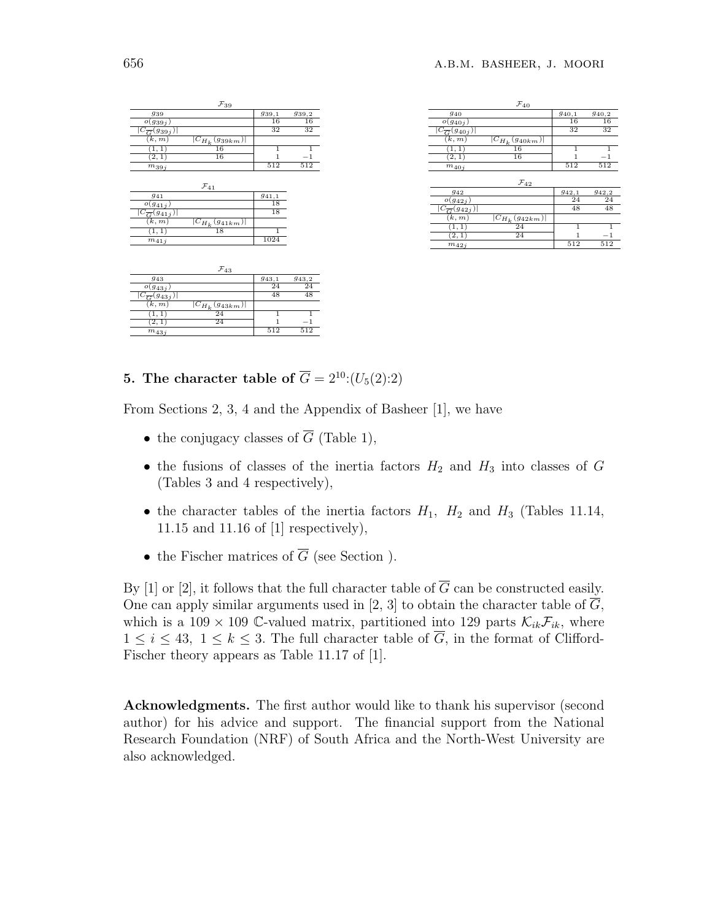| $\mathcal{F}_{39}$ | | | |
|---|---|---|---|
| $g_{39}$ | | $g_{39,1}$ | $g_{39,2}$ |
| $o(g_{39j})$ | | 16 | 16 |
| $\lvert C_{\overline{G}}(g_{39j})\rvert$ | | 32 | 32 |
| $(k,m)$ | $\lvert C_{H_k}(g_{39km})\rvert$ | | |
| $(1,1)$ | 16 | 1 | 1 |
| $(2,1)$ | 16 | 1 | $-1$ |
| $m_{39j}$ | | 512 | 512 |

| $\mathcal{F}_{40}$ | | | |
|---|---|---|---|
| $g_{40}$ | | $g_{40,1}$ | $g_{40,2}$ |
| $o(g_{40j})$ | | 16 | 16 |
| $\lvert C_{\overline{G}}(g_{40j})\rvert$ | | 32 | 32 |
| $(k,m)$ | $\lvert C_{H_k}(g_{40km})\rvert$ | | |
| $(1,1)$ | 16 | 1 | 1 |
| $(2,1)$ | 16 | 1 | $-1$ |
| $m_{40j}$ | | 512 | 512 |

| $\mathcal{F}_{41}$ | | |
|---|---|---|
| $g_{41}$ | | $g_{41,1}$ |
| $o(g_{41j})$ | | 18 |
| $\lvert C_{\overline{G}}(g_{41j})\rvert$ | | 18 |
| $(k,m)$ | $\lvert C_{H_k}(g_{41km})\rvert$ | |
| $(1,1)$ | 18 | 1 |
| $m_{41j}$ | | 1024 |

| $\mathcal{F}_{42}$ | | | |
|---|---|---|---|
| $g_{42}$ | | $g_{42,1}$ | $g_{42,2}$ |
| $o(g_{42j})$ | | 24 | 24 |
| $\lvert C_{\overline{G}}(g_{42j})\rvert$ | | 48 | 48 |
| $(k,m)$ | $\lvert C_{H_k}(g_{42km})\rvert$ | | |
| $(1,1)$ | 24 | 1 | 1 |
| $(2,1)$ | 24 | 1 | $-1$ |
| $m_{42j}$ | | 512 | 512 |

| $\mathcal{F}_{43}$ | | | |
|---|---|---|---|
| $g_{43}$ | | $g_{43,1}$ | $g_{43,2}$ |
| $o(g_{43j})$ | | 24 | 24 |
| $\lvert C_{\overline{G}}(g_{43j})\rvert$ | | 48 | 48 |
| $(k,m)$ | $\lvert C_{H_k}(g_{43km})\rvert$ | | |
| $(1,1)$ | 24 | 1 | 1 |
| $(2,1)$ | 24 | 1 | $-1$ |
| $m_{43j}$ | | 512 | 512 |

## 5. The character table of $\overline{G} = 2^{10}{:}(U_5(2){:}2)$

From Sections 2, 3, 4 and the Appendix of Basheer [1], we have

- the conjugacy classes of $\overline{G}$ (Table 1),
- the fusions of classes of the inertia factors $H_2$ and $H_3$ into classes of $G$ (Tables 3 and 4 respectively),
- the character tables of the inertia factors $H_1$, $H_2$ and $H_3$ (Tables 11.14, 11.15 and 11.16 of [1] respectively),
- the Fischer matrices of $\overline{G}$ (see Section ).

By [1] or [2], it follows that the full character table of $\overline{G}$ can be constructed easily. One can apply similar arguments used in [2, 3] to obtain the character table of $\overline{G}$, which is a $109 \times 109$ $\mathbb{C}$-valued matrix, partitioned into 129 parts $\mathcal{K}_{ik}\mathcal{F}_{ik}$, where $1 \leq i \leq 43$, $1 \leq k \leq 3$. The full character table of $\overline{G}$, in the format of Clifford-Fischer theory appears as Table 11.17 of [1].

**Acknowledgments.** The first author would like to thank his supervisor (second author) for his advice and support. The financial support from the National Research Foundation (NRF) of South Africa and the North-West University are also acknowledged.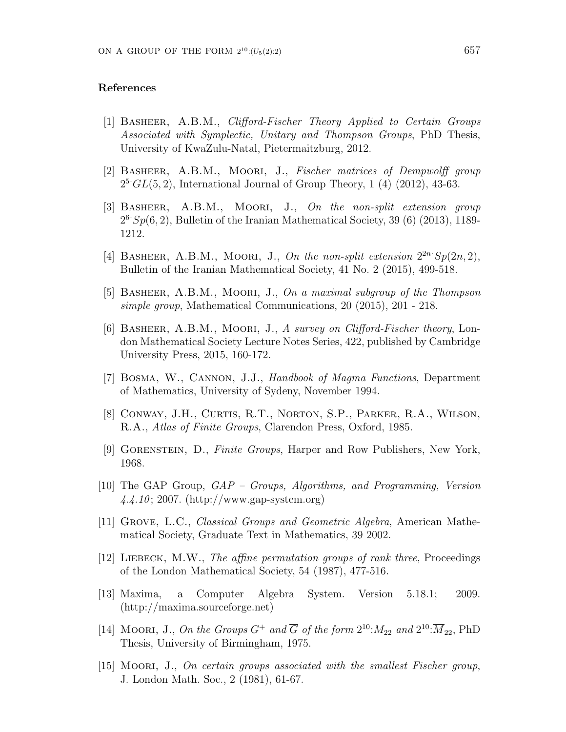## References

[1] Basheer, A.B.M., *Clifford-Fischer Theory Applied to Certain Groups Associated with Symplectic, Unitary and Thompson Groups*, PhD Thesis, University of KwaZulu-Natal, Pietermaitzburg, 2012.

[2] Basheer, A.B.M., Moori, J., *Fischer matrices of Dempwolff group* $2^{5\cdot}GL(5,2)$, International Journal of Group Theory, 1 (4) (2012), 43-63.

[3] Basheer, A.B.M., Moori, J., *On the non-split extension group* $2^{6\cdot}Sp(6,2)$, Bulletin of the Iranian Mathematical Society, 39 (6) (2013), 1189-1212.

[4] Basheer, A.B.M., Moori, J., *On the non-split extension* $2^{2n\cdot}Sp(2n,2)$, Bulletin of the Iranian Mathematical Society, 41 No. 2 (2015), 499-518.

[5] Basheer, A.B.M., Moori, J., *On a maximal subgroup of the Thompson simple group*, Mathematical Communications, 20 (2015), 201 - 218.

[6] Basheer, A.B.M., Moori, J., *A survey on Clifford-Fischer theory*, London Mathematical Society Lecture Notes Series, 422, published by Cambridge University Press, 2015, 160-172.

[7] Bosma, W., Cannon, J.J., *Handbook of Magma Functions*, Department of Mathematics, University of Sydeny, November 1994.

[8] Conway, J.H., Curtis, R.T., Norton, S.P., Parker, R.A., Wilson, R.A., *Atlas of Finite Groups*, Clarendon Press, Oxford, 1985.

[9] Gorenstein, D., *Finite Groups*, Harper and Row Publishers, New York, 1968.

[10] The GAP Group, *GAP – Groups, Algorithms, and Programming, Version 4.4.10*; 2007. (http://www.gap-system.org)

[11] Grove, L.C., *Classical Groups and Geometric Algebra*, American Mathematical Society, Graduate Text in Mathematics, 39 2002.

[12] Liebeck, M.W., *The affine permutation groups of rank three*, Proceedings of the London Mathematical Society, 54 (1987), 477-516.

[13] Maxima, a Computer Algebra System. Version 5.18.1; 2009. (http://maxima.sourceforge.net)

[14] Moori, J., *On the Groups* $G^+$ *and* $\overline{G}$ *of the form* $2^{10}{:}M_{22}$ *and* $2^{10}{:}\overline{M}_{22}$, PhD Thesis, University of Birmingham, 1975.

[15] Moori, J., *On certain groups associated with the smallest Fischer group*, J. London Math. Soc., 2 (1981), 61-67.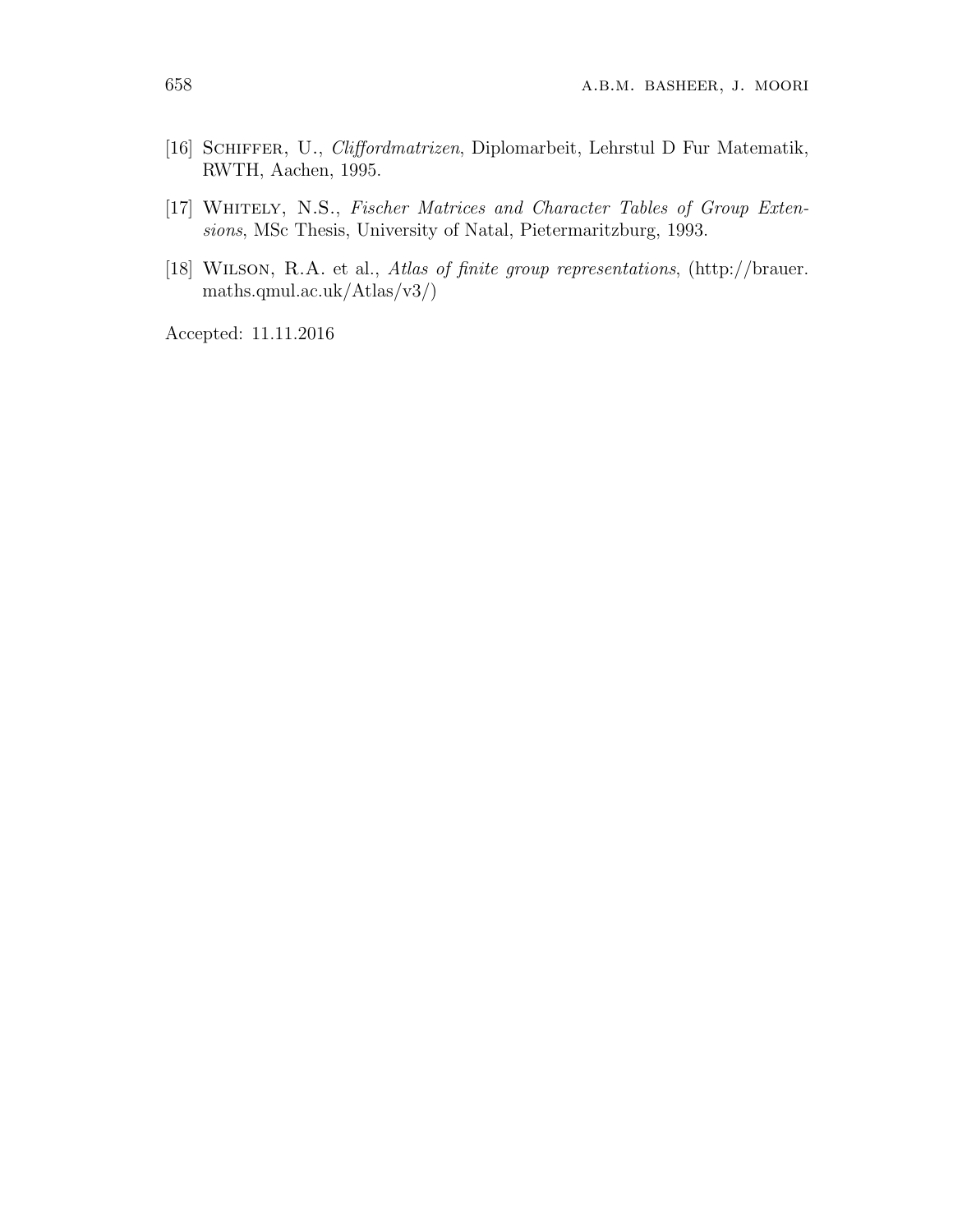[16] Schiffer, U., *Cliffordmatrizen*, Diplomarbeit, Lehrstul D Fur Matematik, RWTH, Aachen, 1995.

[17] Whitely, N.S., *Fischer Matrices and Character Tables of Group Extensions*, MSc Thesis, University of Natal, Pietermaritzburg, 1993.

[18] Wilson, R.A. et al., *Atlas of finite group representations*, (http://brauer.maths.qmul.ac.uk/Atlas/v3/)

Accepted: 11.11.2016